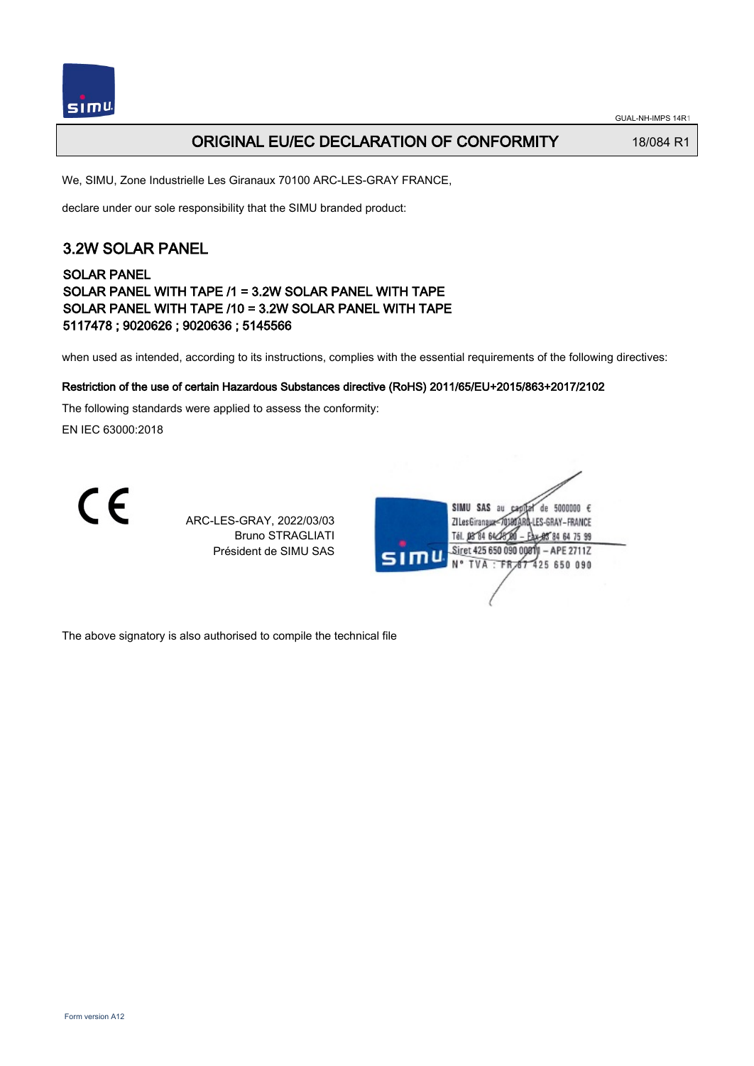# ORIGINAL EU/EC DECLARATION OF CONFORMITY

18/084 R1

We, SIMU, Zone Industrielle Les Giranaux 70100 ARC-LES-GRAY FRANCE,

declare under our sole responsibility that the SIMU branded product:

## 3.2W SOLAR PANEL

**SOLAR PANEL**
**SOLAR PANEL WITH TAPE /1 = 3.2W SOLAR PANEL WITH TAPE**
**SOLAR PANEL WITH TAPE /10 = 3.2W SOLAR PANEL WITH TAPE**
**5117478 ; 9020626 ; 9020636 ; 5145566**

when used as intended, according to its instructions, complies with the essential requirements of the following directives:

**Restriction of the use of certain Hazardous Substances directive (RoHS) 2011/65/EU+2015/863+2017/2102**

The following standards were applied to assess the conformity:

EN IEC 63000:2018

CE

ARC-LES-GRAY, 2022/03/03
Bruno STRAGLIATI
Président de SIMU SAS

SIMU SAS au capital de 5000000 €
ZI Les Giranaux 70100 ARC-LES-GRAY-FRANCE
Tél. 03 84 64 75 00 – Fax 03 84 64 75 99
Siret 425 650 090 00011 – APE 2711Z
N° TVA : FR 87 425 650 090

The above signatory is also authorised to compile the technical file

Form version A12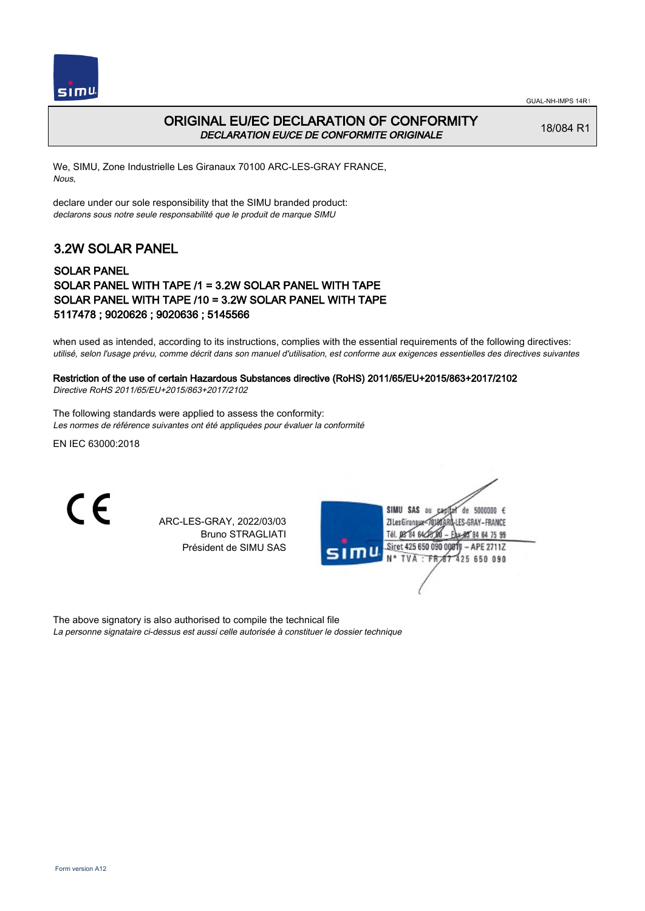# ORIGINAL EU/EC DECLARATION OF CONFORMITY

*DECLARATION EU/CE DE CONFORMITE ORIGINALE*

18/084 R1

We, SIMU, Zone Industrielle Les Giranaux 70100 ARC-LES-GRAY FRANCE,
*Nous,*

declare under our sole responsibility that the SIMU branded product:
*declarons sous notre seule responsabilité que le produit de marque SIMU*

## 3.2W SOLAR PANEL

### SOLAR PANEL
### SOLAR PANEL WITH TAPE /1 = 3.2W SOLAR PANEL WITH TAPE
### SOLAR PANEL WITH TAPE /10 = 3.2W SOLAR PANEL WITH TAPE
### 5117478 ; 9020626 ; 9020636 ; 5145566

when used as intended, according to its instructions, complies with the essential requirements of the following directives:
*utilisé, selon l'usage prévu, comme décrit dans son manuel d'utilisation, est conforme aux exigences essentielles des directives suivantes*

**Restriction of the use of certain Hazardous Substances directive (RoHS) 2011/65/EU+2015/863+2017/2102**
*Directive RoHS 2011/65/EU+2015/863+2017/2102*

The following standards were applied to assess the conformity:
*Les normes de référence suivantes ont été appliquées pour évaluer la conformité*

EN IEC 63000:2018

CE

ARC-LES-GRAY, 2022/03/03
Bruno STRAGLIATI
Président de SIMU SAS

SIMU SAS au capital de 5000000 €
ZI Les Giranaux 70100 ARC-LES-GRAY-FRANCE
Tél. 03 84 64 75 00 – Fax 03 84 64 75 99
Siret 425 650 090 00011 – APE 2711Z
N° TVA : FR 87 425 650 090

The above signatory is also authorised to compile the technical file
*La personne signataire ci-dessus est aussi celle autorisée à constituer le dossier technique*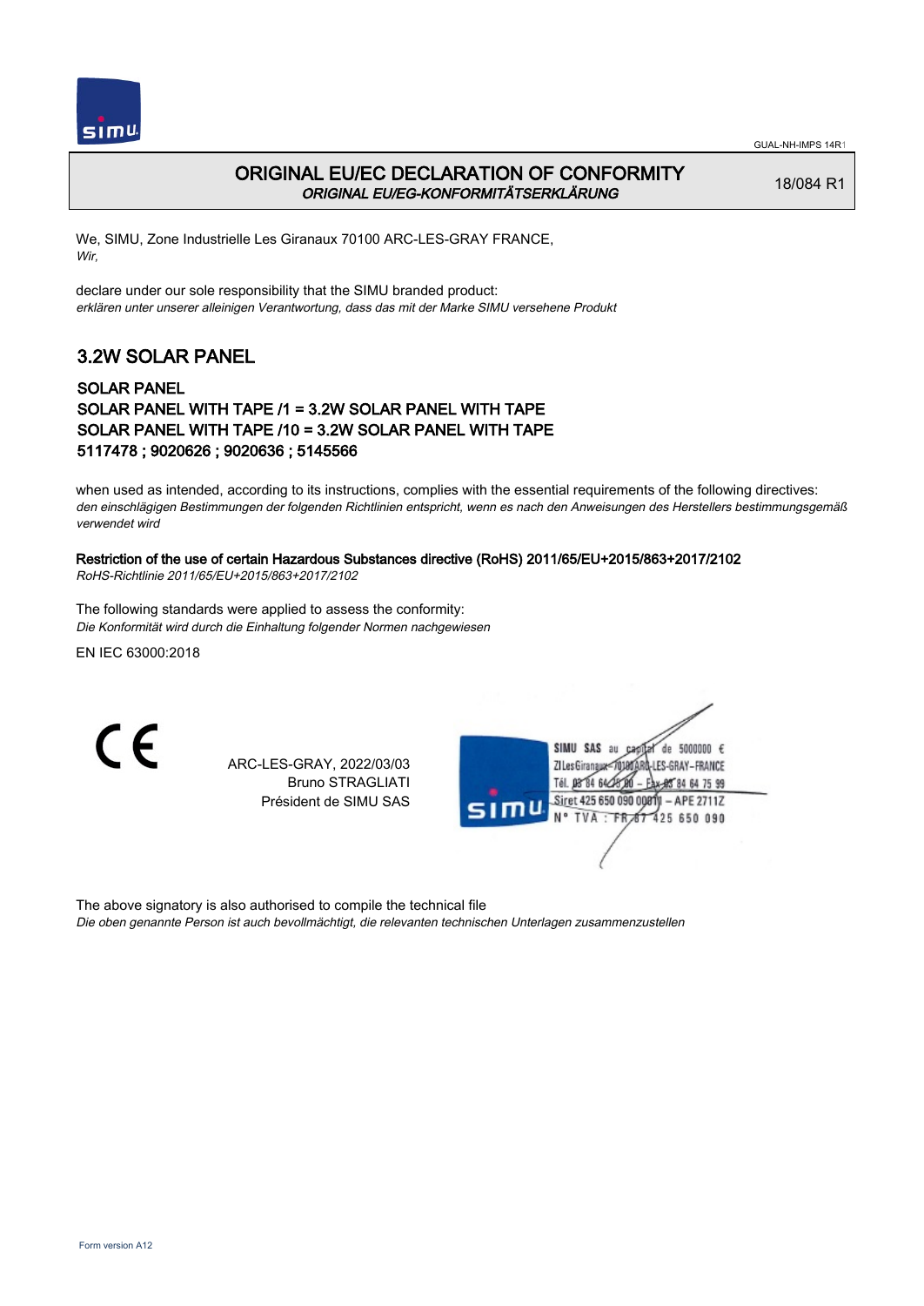# ORIGINAL EU/EC DECLARATION OF CONFORMITY
*ORIGINAL EU/EG-KONFORMITÄTSERKLÄRUNG*

18/084 R1

We, SIMU, Zone Industrielle Les Giranaux 70100 ARC-LES-GRAY FRANCE,
*Wir,*

declare under our sole responsibility that the SIMU branded product:
*erklären unter unserer alleinigen Verantwortung, dass das mit der Marke SIMU versehene Produkt*

## 3.2W SOLAR PANEL

**SOLAR PANEL**
**SOLAR PANEL WITH TAPE /1 = 3.2W SOLAR PANEL WITH TAPE**
**SOLAR PANEL WITH TAPE /10 = 3.2W SOLAR PANEL WITH TAPE**
**5117478 ; 9020626 ; 9020636 ; 5145566**

when used as intended, according to its instructions, complies with the essential requirements of the following directives:
*den einschlägigen Bestimmungen der folgenden Richtlinien entspricht, wenn es nach den Anweisungen des Herstellers bestimmungsgemäß verwendet wird*

**Restriction of the use of certain Hazardous Substances directive (RoHS) 2011/65/EU+2015/863+2017/2102**
*RoHS-Richtlinie 2011/65/EU+2015/863+2017/2102*

The following standards were applied to assess the conformity:
*Die Konformität wird durch die Einhaltung folgender Normen nachgewiesen*

EN IEC 63000:2018

CE

ARC-LES-GRAY, 2022/03/03
Bruno STRAGLIATI
Président de SIMU SAS

SIMU SAS au capital de 5000000 €
ZI Les Giranaux 70100 ARC-LES-GRAY-FRANCE
Tél. 03 84 64 75 00 – Fax 03 84 64 75 99
Siret 425 650 090 00011 – APE 2711Z
N° TVA : FR 87 425 650 090

The above signatory is also authorised to compile the technical file
*Die oben genannte Person ist auch bevollmächtigt, die relevanten technischen Unterlagen zusammenzustellen*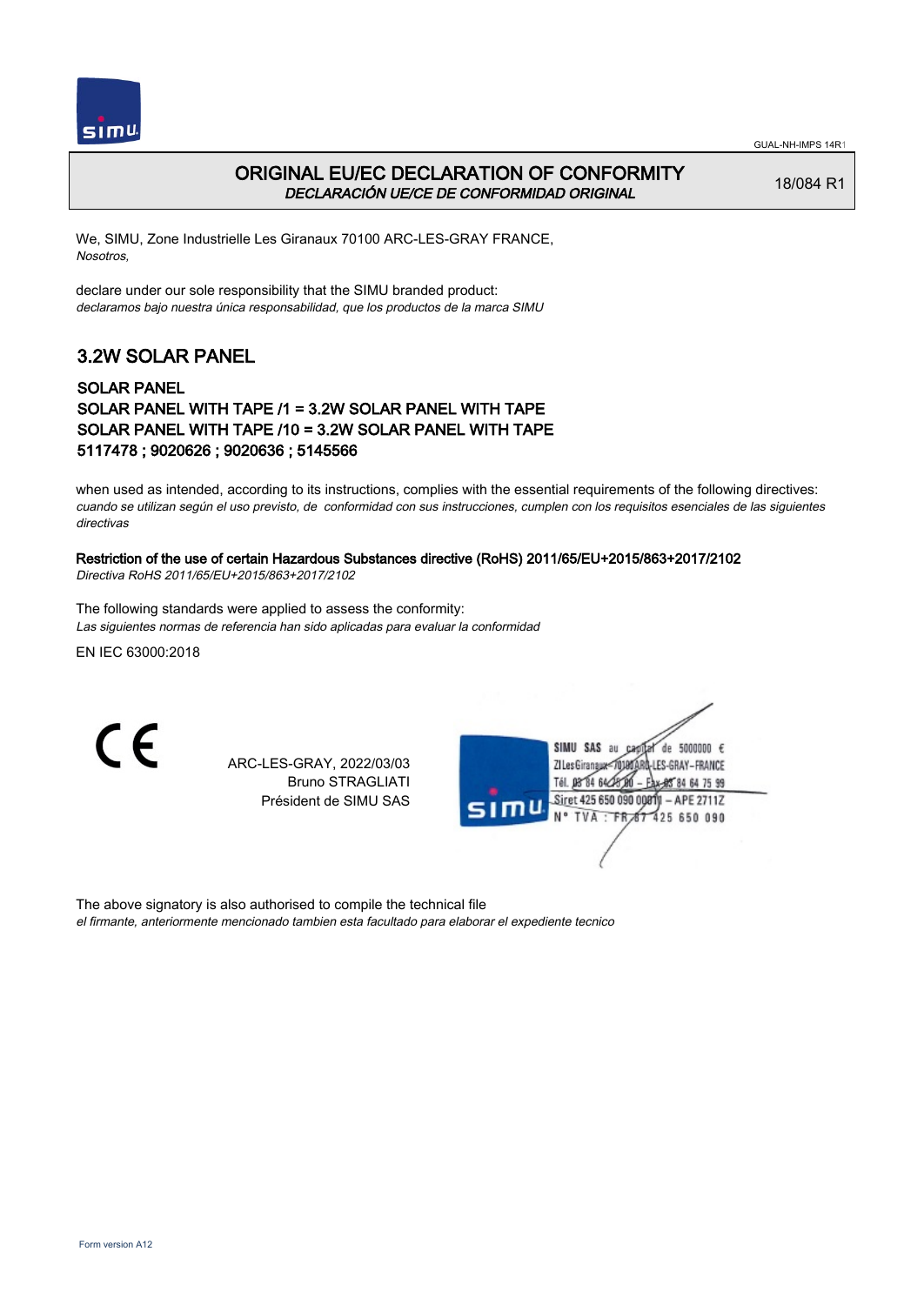# ORIGINAL EU/EC DECLARATION OF CONFORMITY

*DECLARACIÓN UE/CE DE CONFORMIDAD ORIGINAL*

18/084 R1

We, SIMU, Zone Industrielle Les Giranaux 70100 ARC-LES-GRAY FRANCE,
*Nosotros,*

declare under our sole responsibility that the SIMU branded product:
*declaramos bajo nuestra única responsabilidad, que los productos de la marca SIMU*

## 3.2W SOLAR PANEL

### SOLAR PANEL
### SOLAR PANEL WITH TAPE /1 = 3.2W SOLAR PANEL WITH TAPE
### SOLAR PANEL WITH TAPE /10 = 3.2W SOLAR PANEL WITH TAPE
### 5117478 ; 9020626 ; 9020636 ; 5145566

when used as intended, according to its instructions, complies with the essential requirements of the following directives:
*cuando se utilizan según el uso previsto, de conformidad con sus instrucciones, cumplen con los requisitos esenciales de las siguientes directivas*

**Restriction of the use of certain Hazardous Substances directive (RoHS) 2011/65/EU+2015/863+2017/2102**
*Directiva RoHS 2011/65/EU+2015/863+2017/2102*

The following standards were applied to assess the conformity:
*Las siguientes normas de referencia han sido aplicadas para evaluar la conformidad*

EN IEC 63000:2018

CE

ARC-LES-GRAY, 2022/03/03
Bruno STRAGLIATI
Président de SIMU SAS

SIMU SAS au capital de 5000000 €
ZI Les Giranaux 70100 ARC-LES-GRAY-FRANCE
Tél. 03 84 64 75 00 – Fax 03 84 64 75 99
Siret 425 650 090 00011 – APE 2711Z
N° TVA : FR 87 425 650 090

The above signatory is also authorised to compile the technical file
*el firmante, anteriormente mencionado tambien esta facultado para elaborar el expediente tecnico*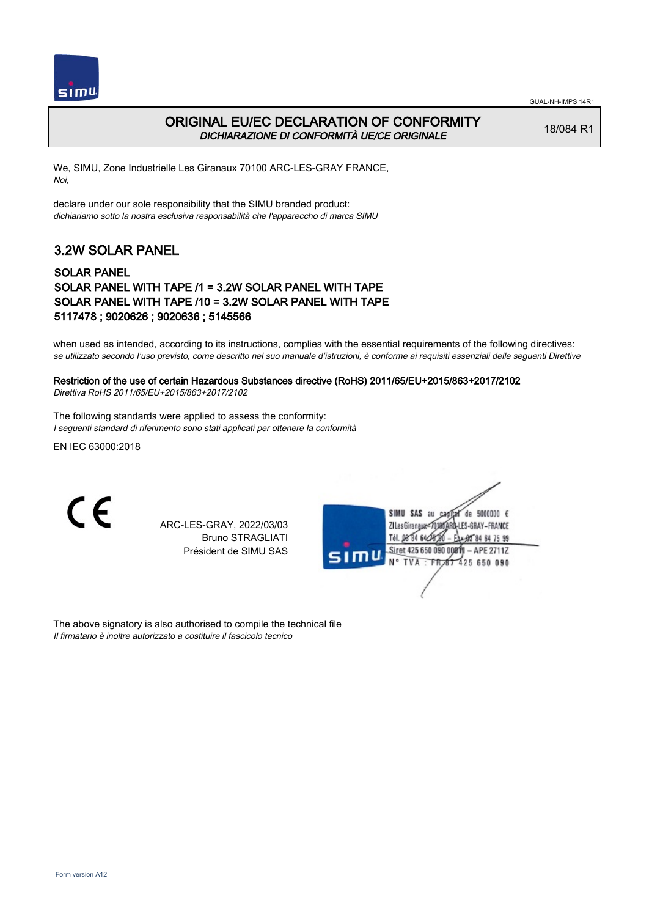# ORIGINAL EU/EC DECLARATION OF CONFORMITY
*DICHIARAZIONE DI CONFORMITÀ UE/CE ORIGINALE*

18/084 R1

We, SIMU, Zone Industrielle Les Giranaux 70100 ARC-LES-GRAY FRANCE,
*Noi,*

declare under our sole responsibility that the SIMU branded product:
*dichiariamo sotto la nostra esclusiva responsabilità che l'apparecchio di marca SIMU*

## 3.2W SOLAR PANEL

### SOLAR PANEL
### SOLAR PANEL WITH TAPE /1 = 3.2W SOLAR PANEL WITH TAPE
### SOLAR PANEL WITH TAPE /10 = 3.2W SOLAR PANEL WITH TAPE
### 5117478 ; 9020626 ; 9020636 ; 5145566

when used as intended, according to its instructions, complies with the essential requirements of the following directives:
*se utilizzato secondo l'uso previsto, come descritto nel suo manuale d'istruzioni, è conforme ai requisiti essenziali delle seguenti Direttive*

**Restriction of the use of certain Hazardous Substances directive (RoHS) 2011/65/EU+2015/863+2017/2102**
*Direttiva RoHS 2011/65/EU+2015/863+2017/2102*

The following standards were applied to assess the conformity:
*I seguenti standard di riferimento sono stati applicati per ottenere la conformità*

EN IEC 63000:2018

CE

ARC-LES-GRAY, 2022/03/03
Bruno STRAGLIATI
Président de SIMU SAS

SIMU SAS au capital de 5000000 €
ZI Les Giranaux 70100 ARC-LES-GRAY-FRANCE
Tél. 03 84 64 78 00 – Fax 03 84 64 75 99
Siret 425 650 090 00811 – APE 2711Z
N° TVA : FR 87 425 650 090

The above signatory is also authorised to compile the technical file
*Il firmatario è inoltre autorizzato a costituire il fascicolo tecnico*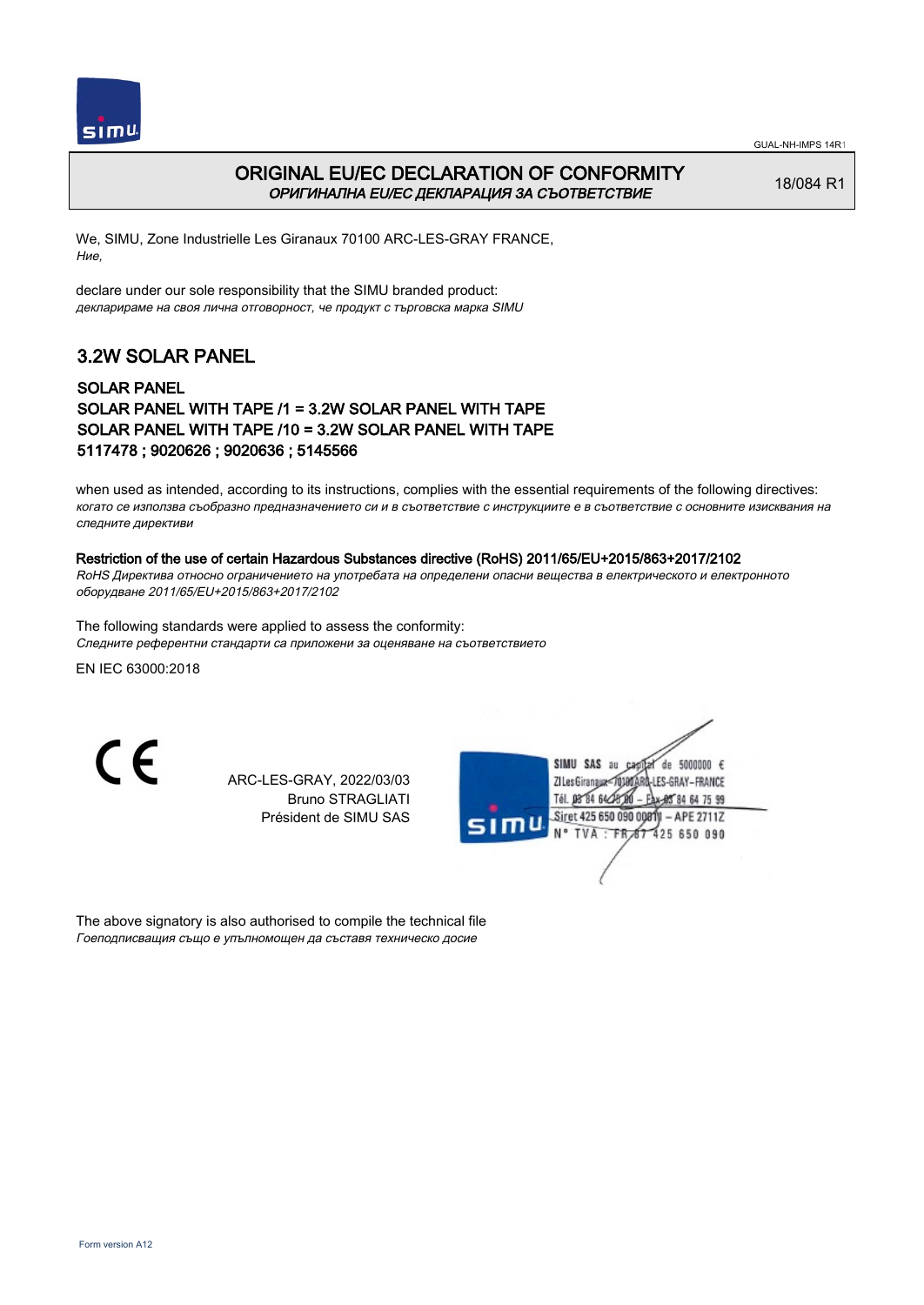# ORIGINAL EU/EC DECLARATION OF CONFORMITY

*ОРИГИНАЛНА EU/EC ДЕКЛАРАЦИЯ ЗА СЪОТВЕТСТВИЕ*

18/084 R1

We, SIMU, Zone Industrielle Les Giranaux 70100 ARC-LES-GRAY FRANCE,
*Ние,*

declare under our sole responsibility that the SIMU branded product:
*декларираме на своя лична отговорност, че продукт с търговска марка SIMU*

## 3.2W SOLAR PANEL

### SOLAR PANEL
### SOLAR PANEL WITH TAPE /1 = 3.2W SOLAR PANEL WITH TAPE
### SOLAR PANEL WITH TAPE /10 = 3.2W SOLAR PANEL WITH TAPE
### 5117478 ; 9020626 ; 9020636 ; 5145566

when used as intended, according to its instructions, complies with the essential requirements of the following directives:
*когато се използва съобразно предназначението си и в съответствие с инструкциите е в съответствие с основните изисквания на следните директиви*

**Restriction of the use of certain Hazardous Substances directive (RoHS) 2011/65/EU+2015/863+2017/2102**
*RoHS Директива относно ограничението на употребата на определени опасни вещества в електрическото и електронното оборудване 2011/65/EU+2015/863+2017/2102*

The following standards were applied to assess the conformity:
*Следните референтни стандарти са приложени за оценяване на съответствието*

EN IEC 63000:2018

ARC-LES-GRAY, 2022/03/03
Bruno STRAGLIATI
Président de SIMU SAS

SIMU SAS au capital de 5000000 €
ZI Les Giranaux 70100 ARC-LES-GRAY-FRANCE
Tél. 03 84 64 75 00 – Fax 03 84 64 75 99
Siret 425 650 090 00011 – APE 2711Z
N° TVA : FR 67 425 650 090

The above signatory is also authorised to compile the technical file
*Гоеподписващия също е упълномощен да съставя техническо досие*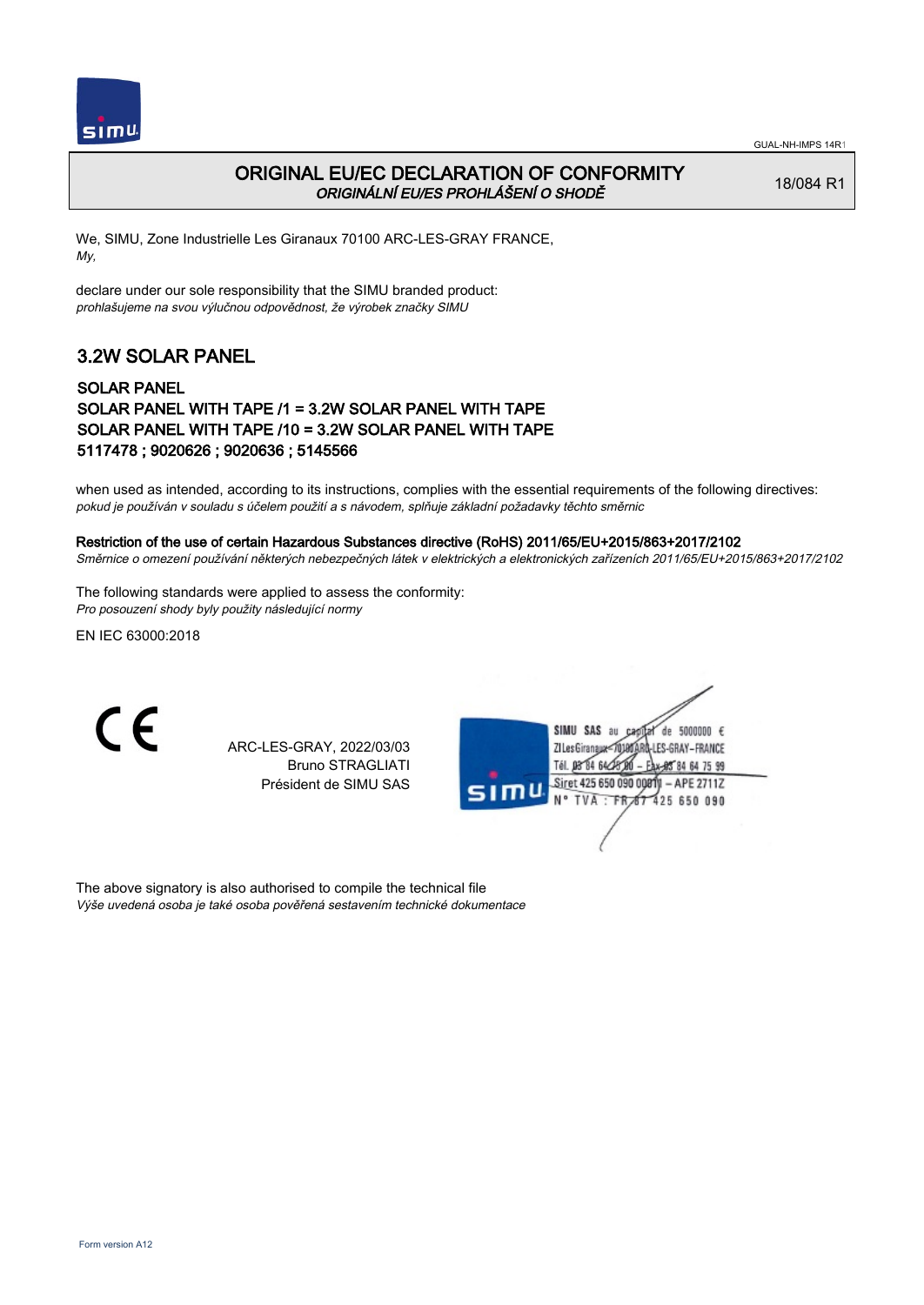# ORIGINAL EU/EC DECLARATION OF CONFORMITY
*ORIGINÁLNÍ EU/ES PROHLÁŠENÍ O SHODĚ*

18/084 R1

We, SIMU, Zone Industrielle Les Giranaux 70100 ARC-LES-GRAY FRANCE,
*My,*

declare under our sole responsibility that the SIMU branded product:
*prohlašujeme na svou výlučnou odpovědnost, že výrobek značky SIMU*

## 3.2W SOLAR PANEL

### SOLAR PANEL
### SOLAR PANEL WITH TAPE /1 = 3.2W SOLAR PANEL WITH TAPE
### SOLAR PANEL WITH TAPE /10 = 3.2W SOLAR PANEL WITH TAPE
### 5117478 ; 9020626 ; 9020636 ; 5145566

when used as intended, according to its instructions, complies with the essential requirements of the following directives:
*pokud je používán v souladu s účelem použití a s návodem, splňuje základní požadavky těchto směrnic*

**Restriction of the use of certain Hazardous Substances directive (RoHS) 2011/65/EU+2015/863+2017/2102**
*Směrnice o omezení používání některých nebezpečných látek v elektrických a elektronických zařízeních 2011/65/EU+2015/863+2017/2102*

The following standards were applied to assess the conformity:
*Pro posouzení shody byly použity následující normy*

EN IEC 63000:2018

CE

ARC-LES-GRAY, 2022/03/03
Bruno STRAGLIATI
Président de SIMU SAS

SIMU SAS au capital de 5000000 €
ZI Les Giranaux 70100 ARC-LES-GRAY-FRANCE
Tél. 03 84 64 78 00 – Fax 03 84 64 75 99
Siret 425 650 090 00011 – APE 2711Z
N° TVA : FR 87 425 650 090

The above signatory is also authorised to compile the technical file
*Výše uvedená osoba je také osoba pověřená sestavením technické dokumentace*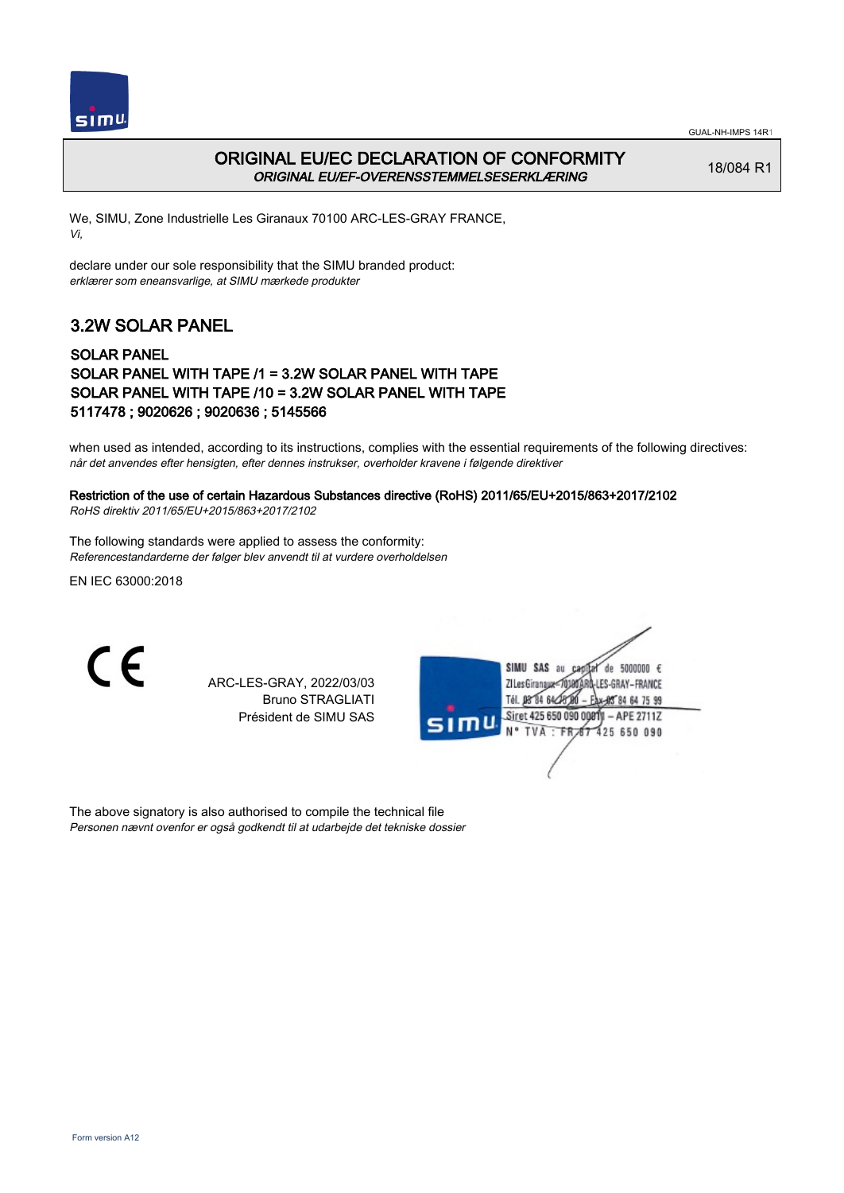# ORIGINAL EU/EC DECLARATION OF CONFORMITY

***ORIGINAL EU/EF-OVERENSSTEMMELSESERKLÆRING***

18/084 R1

We, SIMU, Zone Industrielle Les Giranaux 70100 ARC-LES-GRAY FRANCE,
*Vi,*

declare under our sole responsibility that the SIMU branded product:
*erklærer som eneansvarlige, at SIMU mærkede produkter*

## 3.2W SOLAR PANEL

### SOLAR PANEL
### SOLAR PANEL WITH TAPE /1 = 3.2W SOLAR PANEL WITH TAPE
### SOLAR PANEL WITH TAPE /10 = 3.2W SOLAR PANEL WITH TAPE
### 5117478 ; 9020626 ; 9020636 ; 5145566

when used as intended, according to its instructions, complies with the essential requirements of the following directives:
*når det anvendes efter hensigten, efter dennes instrukser, overholder kravene i følgende direktiver*

**Restriction of the use of certain Hazardous Substances directive (RoHS) 2011/65/EU+2015/863+2017/2102**
*RoHS direktiv 2011/65/EU+2015/863+2017/2102*

The following standards were applied to assess the conformity:
*Referencestandarderne der følger blev anvendt til at vurdere overholdelsen*

EN IEC 63000:2018

CE

ARC-LES-GRAY, 2022/03/03
Bruno STRAGLIATI
Président de SIMU SAS

SIMU SAS au capital de 5000000 €
ZI Les Giranaux 70100 ARC-LES-GRAY-FRANCE
Tél. 03 84 64 75 00 – Fax 03 84 64 75 99
Siret 425 650 090 00811 – APE 2711Z
N° TVA : FR 87 425 650 090

The above signatory is also authorised to compile the technical file
*Personen nævnt ovenfor er også godkendt til at udarbejde det tekniske dossier*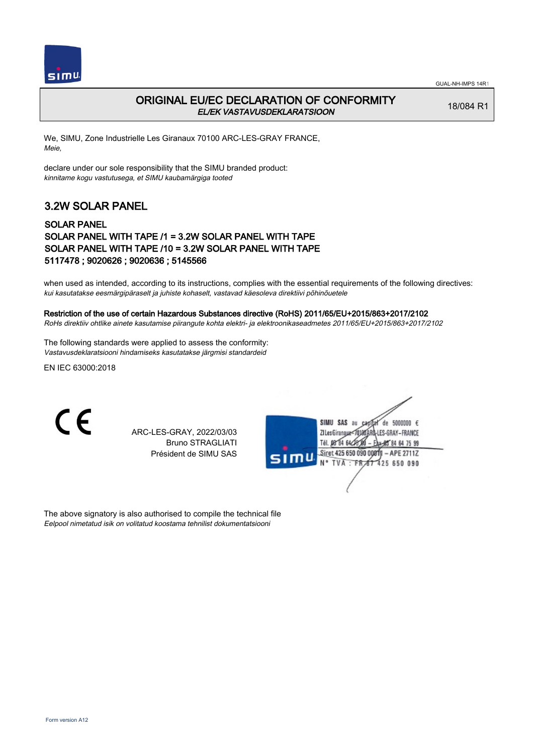# ORIGINAL EU/EC DECLARATION OF CONFORMITY

*EL/EK VASTAVUSDEKLARATSIOON*

18/084 R1

We, SIMU, Zone Industrielle Les Giranaux 70100 ARC-LES-GRAY FRANCE,
*Meie,*

declare under our sole responsibility that the SIMU branded product:
*kinnitame kogu vastutusega, et SIMU kaubamärgiga tooted*

## 3.2W SOLAR PANEL

### SOLAR PANEL
### SOLAR PANEL WITH TAPE /1 = 3.2W SOLAR PANEL WITH TAPE
### SOLAR PANEL WITH TAPE /10 = 3.2W SOLAR PANEL WITH TAPE
### 5117478 ; 9020626 ; 9020636 ; 5145566

when used as intended, according to its instructions, complies with the essential requirements of the following directives:
*kui kasutatakse eesmärgipäraselt ja juhiste kohaselt, vastavad käesoleva direktiivi põhinõuetele*

**Restriction of the use of certain Hazardous Substances directive (RoHS) 2011/65/EU+2015/863+2017/2102**
*RoHs direktiiv ohtlike ainete kasutamise piirangute kohta elektri- ja elektroonikaseadmetes 2011/65/EU+2015/863+2017/2102*

The following standards were applied to assess the conformity:
*Vastavusdeklaratsiooni hindamiseks kasutatakse järgmisi standardeid*

EN IEC 63000:2018

CE

ARC-LES-GRAY, 2022/03/03
Bruno STRAGLIATI
Président de SIMU SAS

SIMU SAS au capital de 5000000 €
ZI Les Giranaux 70100 ARC-LES-GRAY-FRANCE
Tél. 03 84 64 75 00 – Fax 03 84 64 75 99
Siret 425 650 090 00011 – APE 2711Z
N° TVA : FR 87 425 650 090

The above signatory is also authorised to compile the technical file
*Eelpool nimetatud isik on volitatud koostama tehnilist dokumentatsiooni*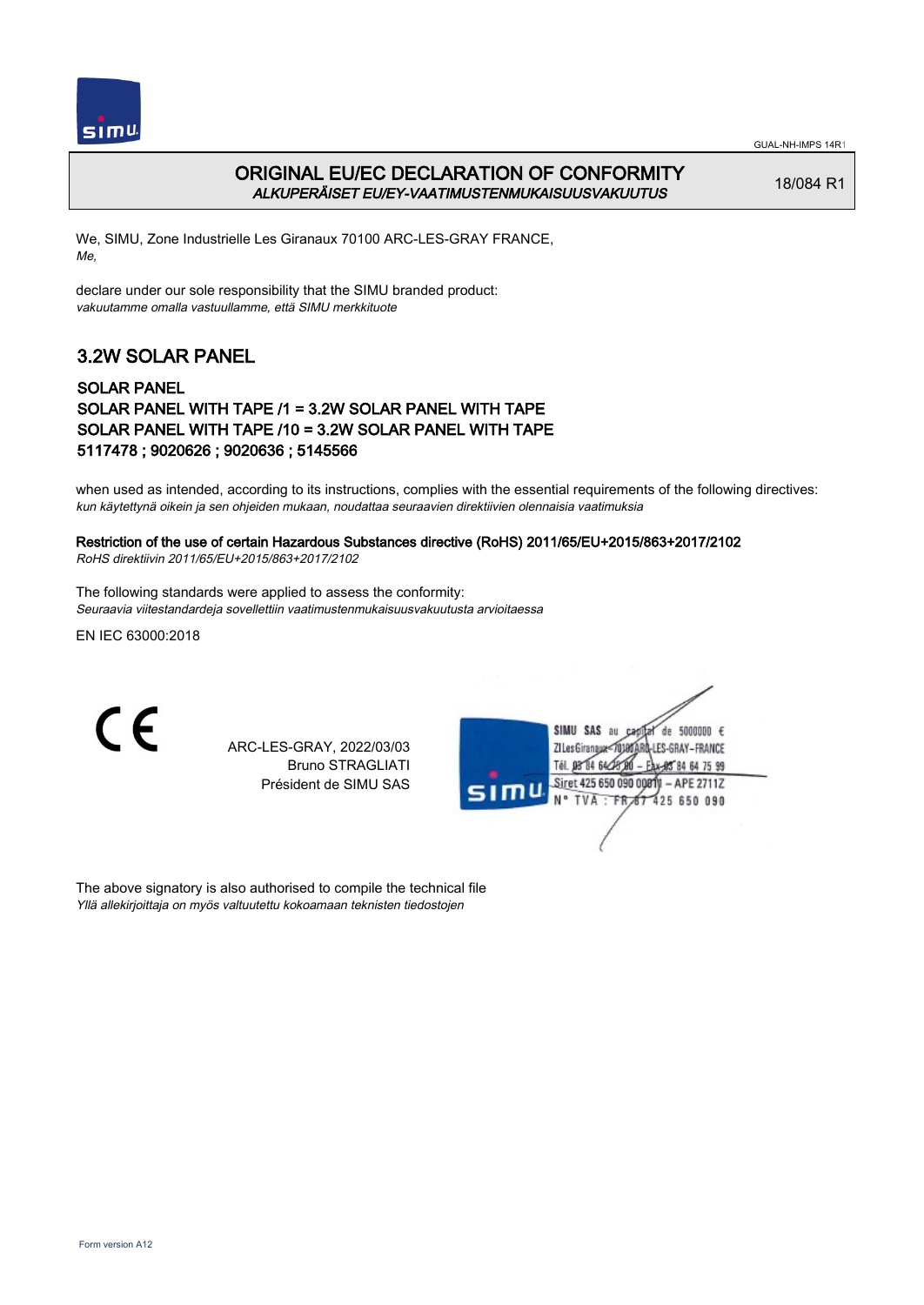# ORIGINAL EU/EC DECLARATION OF CONFORMITY

*ALKUPERÄISET EU/EY-VAATIMUSTENMUKAISUUSVAKUUTUS*

18/084 R1

We, SIMU, Zone Industrielle Les Giranaux 70100 ARC-LES-GRAY FRANCE,
*Me,*

declare under our sole responsibility that the SIMU branded product:
*vakuutamme omalla vastuullamme, että SIMU merkkituote*

## 3.2W SOLAR PANEL

### SOLAR PANEL
### SOLAR PANEL WITH TAPE /1 = 3.2W SOLAR PANEL WITH TAPE
### SOLAR PANEL WITH TAPE /10 = 3.2W SOLAR PANEL WITH TAPE
### 5117478 ; 9020626 ; 9020636 ; 5145566

when used as intended, according to its instructions, complies with the essential requirements of the following directives:
*kun käytettynä oikein ja sen ohjeiden mukaan, noudattaa seuraavien direktiivien olennaisia vaatimuksia*

**Restriction of the use of certain Hazardous Substances directive (RoHS) 2011/65/EU+2015/863+2017/2102**
*RoHS direktiivin 2011/65/EU+2015/863+2017/2102*

The following standards were applied to assess the conformity:
*Seuraavia viitestandardeja sovellettiin vaatimustenmukaisuusvakuutusta arvioitaessa*

EN IEC 63000:2018

CE

ARC-LES-GRAY, 2022/03/03
Bruno STRAGLIATI
Président de SIMU SAS

SIMU SAS au capital de 5000000 €
ZI Les Giranaux 70100 ARC-LES-GRAY-FRANCE
Tél. 03 84 64 75 00 – Fax 03 84 64 75 99
Siret 425 650 090 00811 – APE 2711Z
N° TVA : FR 87 425 650 090

The above signatory is also authorised to compile the technical file
*Yllä allekirjoittaja on myös valtuutettu kokoamaan teknisten tiedostojen*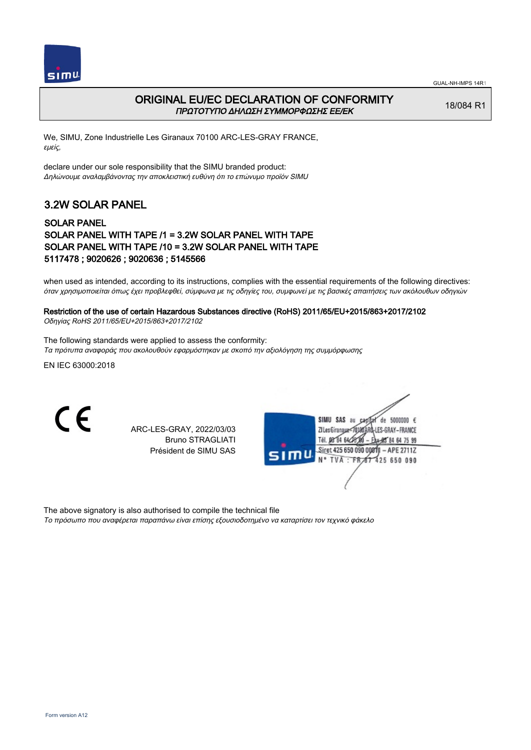# ORIGINAL EU/EC DECLARATION OF CONFORMITY
*ΠΡΩΤΟΤΥΠΟ ΔΗΛΩΣΗ ΣΥΜΜΟΡΦΩΣΗΣ ΕΕ/ΕΚ*

18/084 R1

We, SIMU, Zone Industrielle Les Giranaux 70100 ARC-LES-GRAY FRANCE,
*εμείς,*

declare under our sole responsibility that the SIMU branded product:
*Δηλώνουμε αναλαμβάνοντας την αποκλειστική ευθύνη ότι το επώνυμο προϊόν SIMU*

## 3.2W SOLAR PANEL

### SOLAR PANEL
### SOLAR PANEL WITH TAPE /1 = 3.2W SOLAR PANEL WITH TAPE
### SOLAR PANEL WITH TAPE /10 = 3.2W SOLAR PANEL WITH TAPE
### 5117478 ; 9020626 ; 9020636 ; 5145566

when used as intended, according to its instructions, complies with the essential requirements of the following directives:
*όταν χρησιμοποιείται όπως έχει προβλεφθεί, σύμφωνα με τις οδηγίες του, συμφωνεί με τις βασικές απαιτήσεις των ακόλουθων οδηγιών*

**Restriction of the use of certain Hazardous Substances directive (RoHS) 2011/65/EU+2015/863+2017/2102**
*Οδηγίας RoHS 2011/65/EU+2015/863+2017/2102*

The following standards were applied to assess the conformity:
*Τα πρότυπα αναφοράς που ακολουθούν εφαρμόστηκαν με σκοπό την αξιολόγηση της συμμόρφωσης*

EN IEC 63000:2018

CE

ARC-LES-GRAY, 2022/03/03
Bruno STRAGLIATI
Président de SIMU SAS

SIMU SAS au capital de 5000000 €
ZI Les Giranaux 70100 ARC-LES-GRAY-FRANCE
Tél. 03 84 64 75 00 – Fax 03 84 64 75 99
Siret 425 650 090 00011 – APE 2711Z
N° TVA : FR 87 425 650 090

The above signatory is also authorised to compile the technical file
*Το πρόσωπο που αναφέρεται παραπάνω είναι επίσης εξουσιοδοτημένο να καταρτίσει τον τεχνικό φάκελο*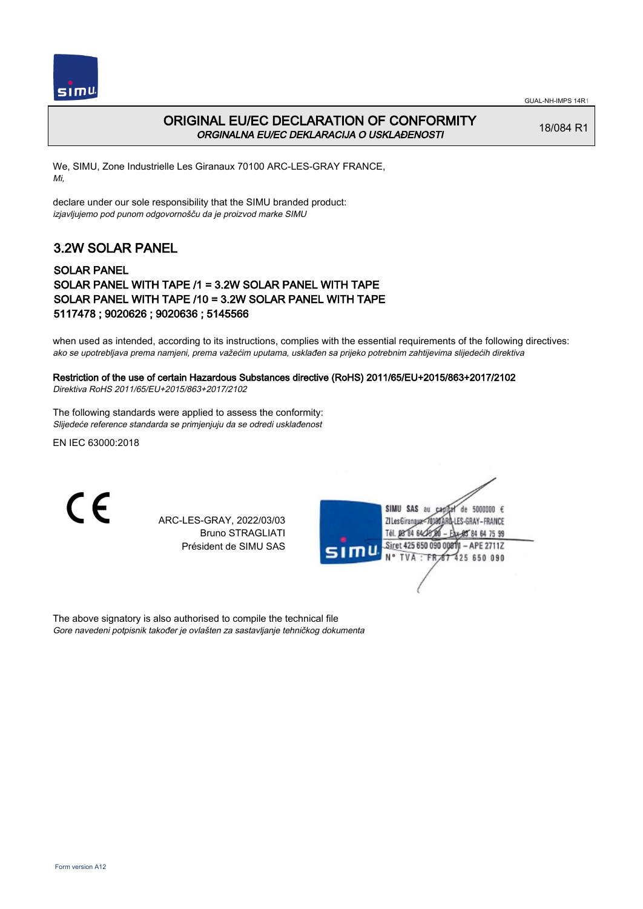# ORIGINAL EU/EC DECLARATION OF CONFORMITY

*ORGINALNA EU/EC DEKLARACIJA O USKLAĐENOSTI*

18/084 R1

We, SIMU, Zone Industrielle Les Giranaux 70100 ARC-LES-GRAY FRANCE,
*Mi,*

declare under our sole responsibility that the SIMU branded product:
*izjavljujemo pod punom odgovornošču da je proizvod marke SIMU*

## 3.2W SOLAR PANEL

**SOLAR PANEL**
**SOLAR PANEL WITH TAPE /1 = 3.2W SOLAR PANEL WITH TAPE**
**SOLAR PANEL WITH TAPE /10 = 3.2W SOLAR PANEL WITH TAPE**
**5117478 ; 9020626 ; 9020636 ; 5145566**

when used as intended, according to its instructions, complies with the essential requirements of the following directives:
*ako se upotrebljava prema namjeni, prema važećim uputama, usklađen sa prijeko potrebnim zahtijevima slijedećih direktiva*

**Restriction of the use of certain Hazardous Substances directive (RoHS) 2011/65/EU+2015/863+2017/2102**
*Direktiva RoHS 2011/65/EU+2015/863+2017/2102*

The following standards were applied to assess the conformity:
*Slijedeće reference standarda se primjenjuju da se odredi usklađenost*

EN IEC 63000:2018

CE

ARC-LES-GRAY, 2022/03/03
Bruno STRAGLIATI
Président de SIMU SAS

SIMU SAS au capital de 5000000 €
ZI Les Giranaux 70100 ARC-LES-GRAY-FRANCE
Tél. 03 84 64 78 00 – Fax 03 84 64 75 99
Siret 425 650 090 00019 – APE 2711Z
N° TVA : FR 87 425 650 090

The above signatory is also authorised to compile the technical file
*Gore navedeni potpisnik također je ovlašten za sastavljanje tehničkog dokumenta*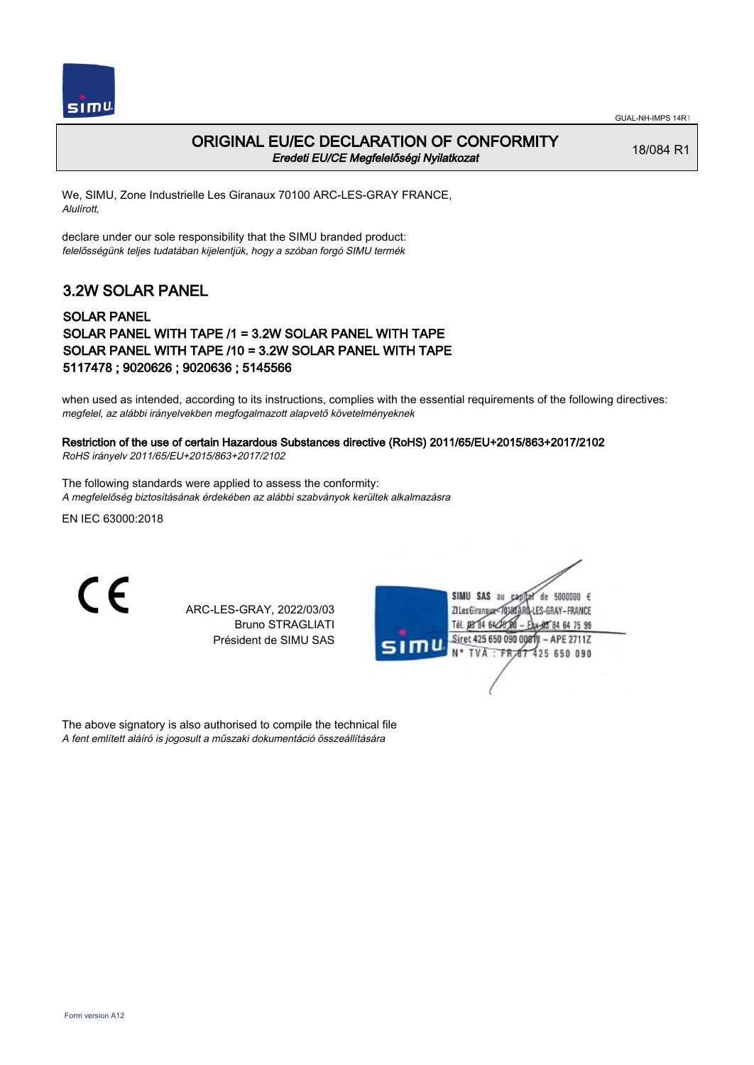# ORIGINAL EU/EC DECLARATION OF CONFORMITY

*Eredeti EU/CE Megfelelőségi Nyilatkozat*

18/084 R1

We, SIMU, Zone Industrielle Les Giranaux 70100 ARC-LES-GRAY FRANCE,
*Alulírott,*

declare under our sole responsibility that the SIMU branded product:
*felelősségünk teljes tudatában kijelentjük, hogy a szóban forgó SIMU termék*

## 3.2W SOLAR PANEL

### SOLAR PANEL
### SOLAR PANEL WITH TAPE /1 = 3.2W SOLAR PANEL WITH TAPE
### SOLAR PANEL WITH TAPE /10 = 3.2W SOLAR PANEL WITH TAPE
### 5117478 ; 9020626 ; 9020636 ; 5145566

when used as intended, according to its instructions, complies with the essential requirements of the following directives:
*megfelel, az alábbi irányelvekben megfogalmazott alapvető követelményeknek*

**Restriction of the use of certain Hazardous Substances directive (RoHS) 2011/65/EU+2015/863+2017/2102**
*RoHS irányelv 2011/65/EU+2015/863+2017/2102*

The following standards were applied to assess the conformity:
*A megfelelőség biztosításának érdekében az alábbi szabványok kerültek alkalmazásra*

EN IEC 63000:2018

CE

ARC-LES-GRAY, 2022/03/03
Bruno STRAGLIATI
Président de SIMU SAS

SIMU SAS au capital de 5000000 €
ZI Les Giranaux 70100 ARC-LES-GRAY-FRANCE
Tél. 03 84 64 75 00 – Fax 03 84 64 75 99
Siret 425 650 090 00811 – APE 2711Z
N° TVA : FR 87 425 650 090

The above signatory is also authorised to compile the technical file
*A fent említett aláíró is jogosult a műszaki dokumentáció összeállítására*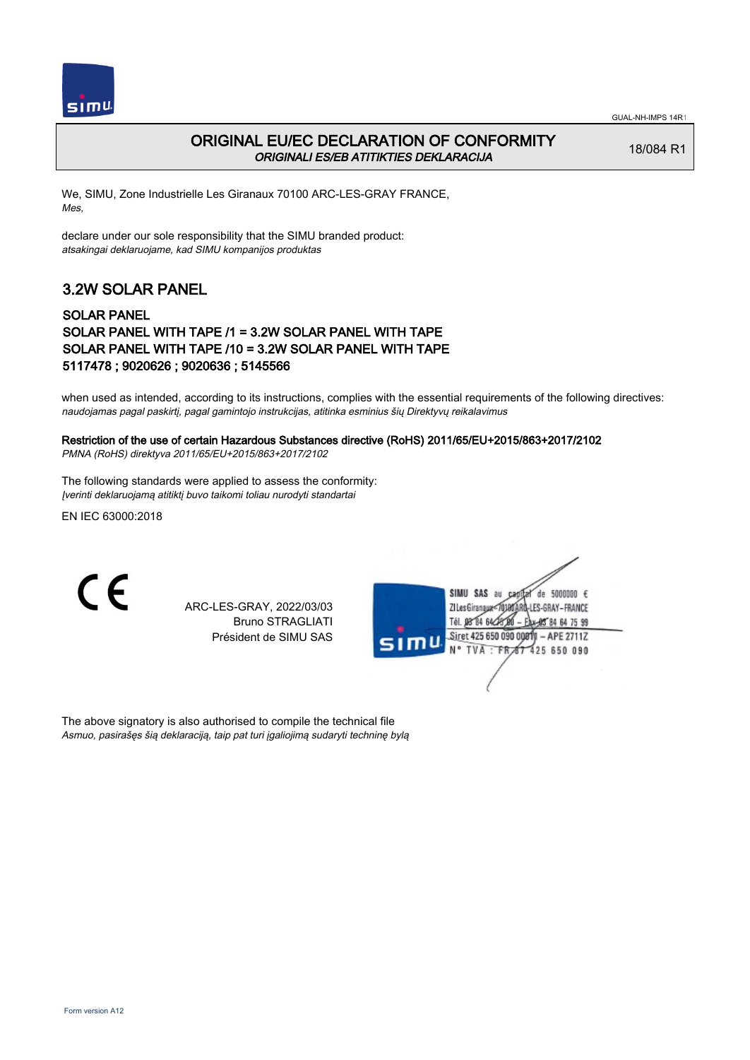GUAL-NH-IMPS 14R1

# ORIGINAL EU/EC DECLARATION OF CONFORMITY

*ORIGINALI ES/EB ATITIKTIES DEKLARACIJA*

18/084 R1

We, SIMU, Zone Industrielle Les Giranaux 70100 ARC-LES-GRAY FRANCE,
*Mes,*

declare under our sole responsibility that the SIMU branded product:
*atsakingai deklaruojame, kad SIMU kompanijos produktas*

## 3.2W SOLAR PANEL

### SOLAR PANEL
### SOLAR PANEL WITH TAPE /1 = 3.2W SOLAR PANEL WITH TAPE
### SOLAR PANEL WITH TAPE /10 = 3.2W SOLAR PANEL WITH TAPE
### 5117478 ; 9020626 ; 9020636 ; 5145566

when used as intended, according to its instructions, complies with the essential requirements of the following directives:
*naudojamas pagal paskirtį, pagal gamintojo instrukcijas, atitinka esminius šių Direktyvų reikalavimus*

**Restriction of the use of certain Hazardous Substances directive (RoHS) 2011/65/EU+2015/863+2017/2102**
*PMNA (RoHS) direktyva 2011/65/EU+2015/863+2017/2102*

The following standards were applied to assess the conformity:
*Įverinti deklaruojamą atitiktį buvo taikomi toliau nurodyti standartai*

EN IEC 63000:2018

CE

ARC-LES-GRAY, 2022/03/03
Bruno STRAGLIATI
Président de SIMU SAS

SIMU SAS au capital de 5000000 €
ZI Les Giranaux 70100 ARC-LES-GRAY-FRANCE
Tél. 03 84 64 75 00 – Fax 03 84 64 75 99
Siret 425 650 090 00011 – APE 2711Z
N° TVA : FR 87 425 650 090

The above signatory is also authorised to compile the technical file
*Asmuo, pasirašęs šią deklaraciją, taip pat turi įgaliojimą sudaryti techninę bylą*

Form version A12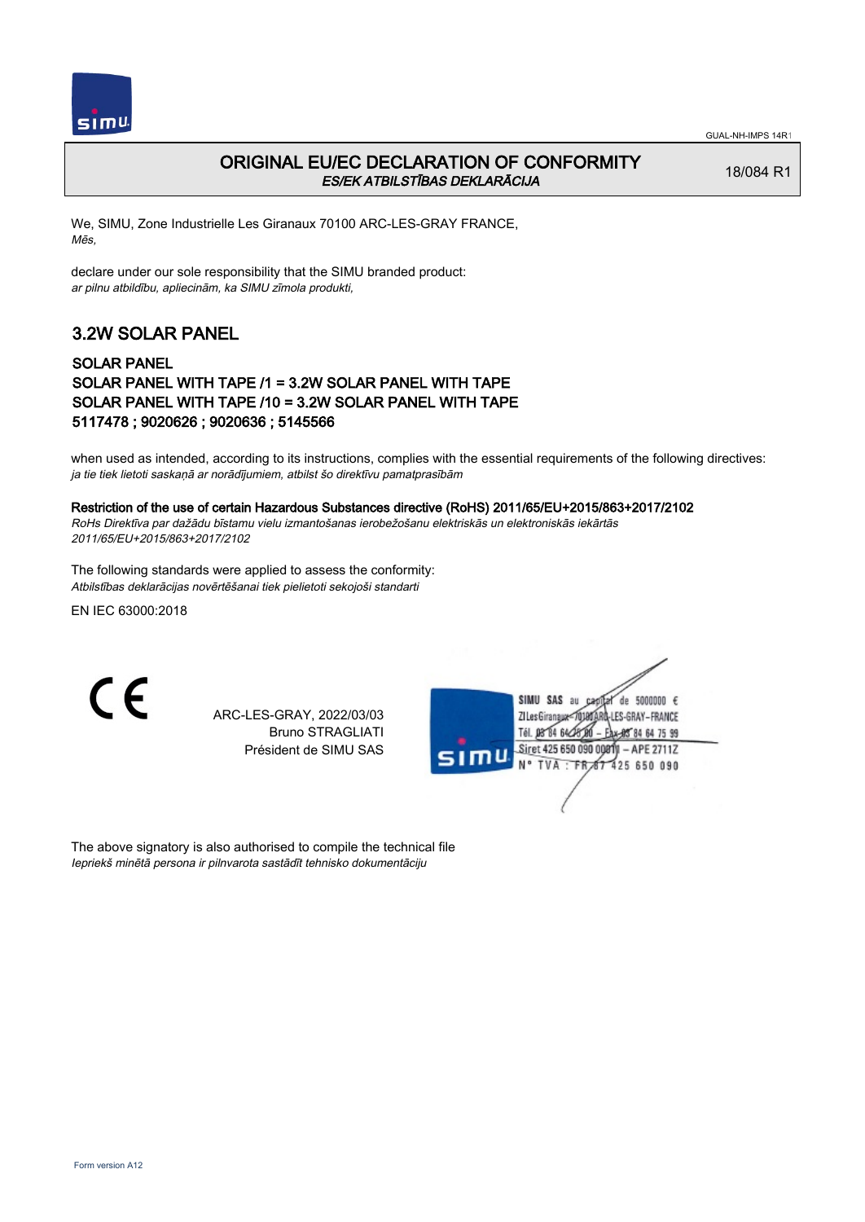# ORIGINAL EU/EC DECLARATION OF CONFORMITY
*ES/EK ATBILSTĪBAS DEKLARĀCIJA*

18/084 R1

We, SIMU, Zone Industrielle Les Giranaux 70100 ARC-LES-GRAY FRANCE,
*Mēs,*

declare under our sole responsibility that the SIMU branded product:
*ar pilnu atbildību, apliecinām, ka SIMU zīmola produkti,*

## 3.2W SOLAR PANEL

### SOLAR PANEL
### SOLAR PANEL WITH TAPE /1 = 3.2W SOLAR PANEL WITH TAPE
### SOLAR PANEL WITH TAPE /10 = 3.2W SOLAR PANEL WITH TAPE
### 5117478 ; 9020626 ; 9020636 ; 5145566

when used as intended, according to its instructions, complies with the essential requirements of the following directives:
*ja tie tiek lietoti saskaņā ar norādījumiem, atbilst šo direktīvu pamatprasībām*

**Restriction of the use of certain Hazardous Substances directive (RoHS) 2011/65/EU+2015/863+2017/2102**
*RoHs Direktīva par dažādu bīstamu vielu izmantošanas ierobežošanu elektriskās un elektroniskās iekārtās 2011/65/EU+2015/863+2017/2102*

The following standards were applied to assess the conformity:
*Atbilstības deklarācijas novērtēšanai tiek pielietoti sekojoši standarti*

EN IEC 63000:2018

CE

ARC-LES-GRAY, 2022/03/03
Bruno STRAGLIATI
Président de SIMU SAS

SIMU SAS au capital de 5000000 €
ZI Les Giranaux - 70100 ARC-LES-GRAY - FRANCE
Tél. 03 84 64 75 00 - Fax 03 84 64 75 99
Siret 425 650 090 00011 - APE 2711Z
N° TVA : FR 87 425 650 090

The above signatory is also authorised to compile the technical file
*Iepriekš minētā persona ir pilnvarota sastādīt tehnisko dokumentāciju*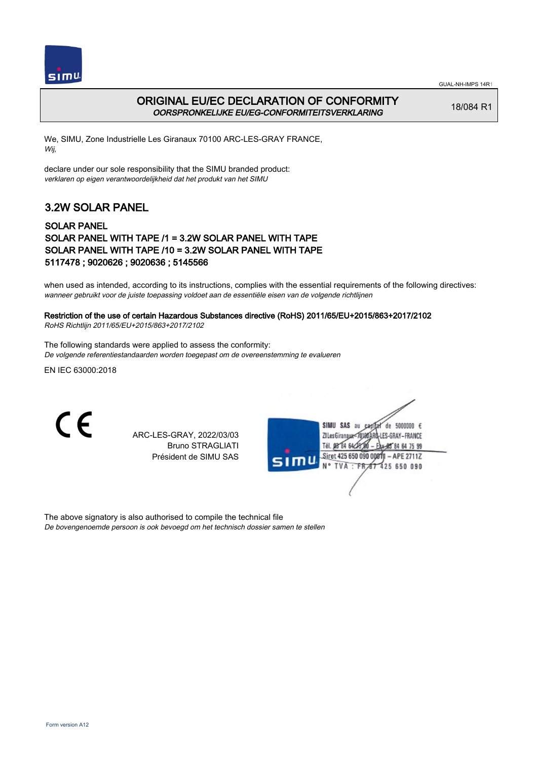# ORIGINAL EU/EC DECLARATION OF CONFORMITY
*OORSPRONKELIJKE EU/EG-CONFORMITEITSVERKLARING*

18/084 R1

We, SIMU, Zone Industrielle Les Giranaux 70100 ARC-LES-GRAY FRANCE,
*Wij,*

declare under our sole responsibility that the SIMU branded product:
*verklaren op eigen verantwoordelijkheid dat het produkt van het SIMU*

## 3.2W SOLAR PANEL

### SOLAR PANEL
### SOLAR PANEL WITH TAPE /1 = 3.2W SOLAR PANEL WITH TAPE
### SOLAR PANEL WITH TAPE /10 = 3.2W SOLAR PANEL WITH TAPE
### 5117478 ; 9020626 ; 9020636 ; 5145566

when used as intended, according to its instructions, complies with the essential requirements of the following directives:
*wanneer gebruikt voor de juiste toepassing voldoet aan de essentiële eisen van de volgende richtlijnen*

**Restriction of the use of certain Hazardous Substances directive (RoHS) 2011/65/EU+2015/863+2017/2102**
*RoHS Richtlijn 2011/65/EU+2015/863+2017/2102*

The following standards were applied to assess the conformity:
*De volgende referentiestandaarden worden toegepast om de overeenstemming te evalueren*

EN IEC 63000:2018

CE

ARC-LES-GRAY, 2022/03/03
Bruno STRAGLIATI
Président de SIMU SAS

SIMU SAS au capital de 5000000 €
ZI Les Giranaux - 70100 ARC-LES-GRAY - FRANCE
Tél. 03 84 64 78 00 - Fax 03 84 64 75 99
Siret 425 650 090 00011 - APE 2711Z
N° TVA : FR 87 425 650 090

The above signatory is also authorised to compile the technical file
*De bovengenoemde persoon is ook bevoegd om het technisch dossier samen te stellen*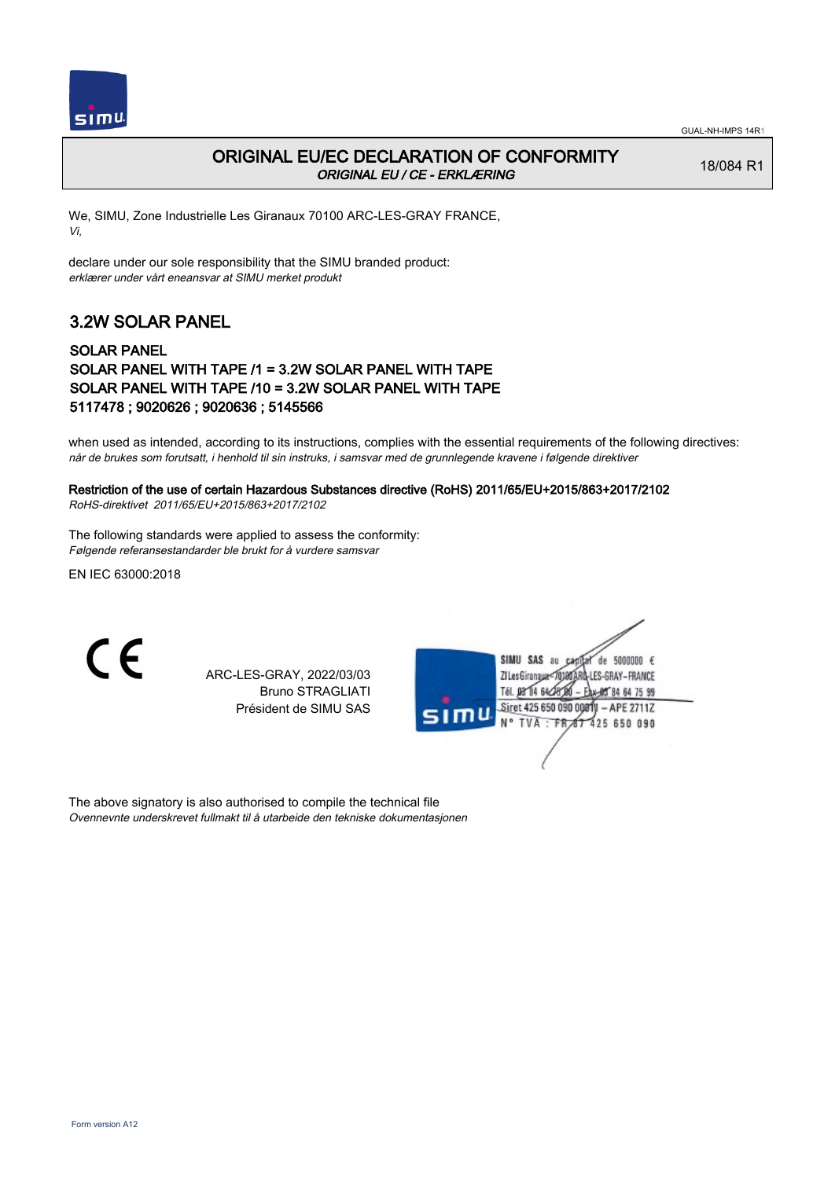# ORIGINAL EU/EC DECLARATION OF CONFORMITY

*ORIGINAL EU / CE - ERKLÆRING*

18/084 R1

We, SIMU, Zone Industrielle Les Giranaux 70100 ARC-LES-GRAY FRANCE,
*Vi,*

declare under our sole responsibility that the SIMU branded product:
*erklærer under vårt eneansvar at SIMU merket produkt*

## 3.2W SOLAR PANEL

### SOLAR PANEL
### SOLAR PANEL WITH TAPE /1 = 3.2W SOLAR PANEL WITH TAPE
### SOLAR PANEL WITH TAPE /10 = 3.2W SOLAR PANEL WITH TAPE
### 5117478 ; 9020626 ; 9020636 ; 5145566

when used as intended, according to its instructions, complies with the essential requirements of the following directives:
*når de brukes som forutsatt, i henhold til sin instruks, i samsvar med de grunnlegende kravene i følgende direktiver*

**Restriction of the use of certain Hazardous Substances directive (RoHS) 2011/65/EU+2015/863+2017/2102**
*RoHS-direktivet 2011/65/EU+2015/863+2017/2102*

The following standards were applied to assess the conformity:
*Følgende referansestandarder ble brukt for å vurdere samsvar*

EN IEC 63000:2018

CE

ARC-LES-GRAY, 2022/03/03
Bruno STRAGLIATI
Président de SIMU SAS

SIMU SAS au capital de 5000000 €
ZI Les Giranaux 70100 ARC-LES-GRAY-FRANCE
Tél. 03 84 64 75 00 – Fax 03 84 64 75 99
Siret 425 650 090 00011 – APE 2711Z
N° TVA : FR 87 425 650 090

The above signatory is also authorised to compile the technical file
*Ovennevnte underskrevet fullmakt til å utarbeide den tekniske dokumentasjonen*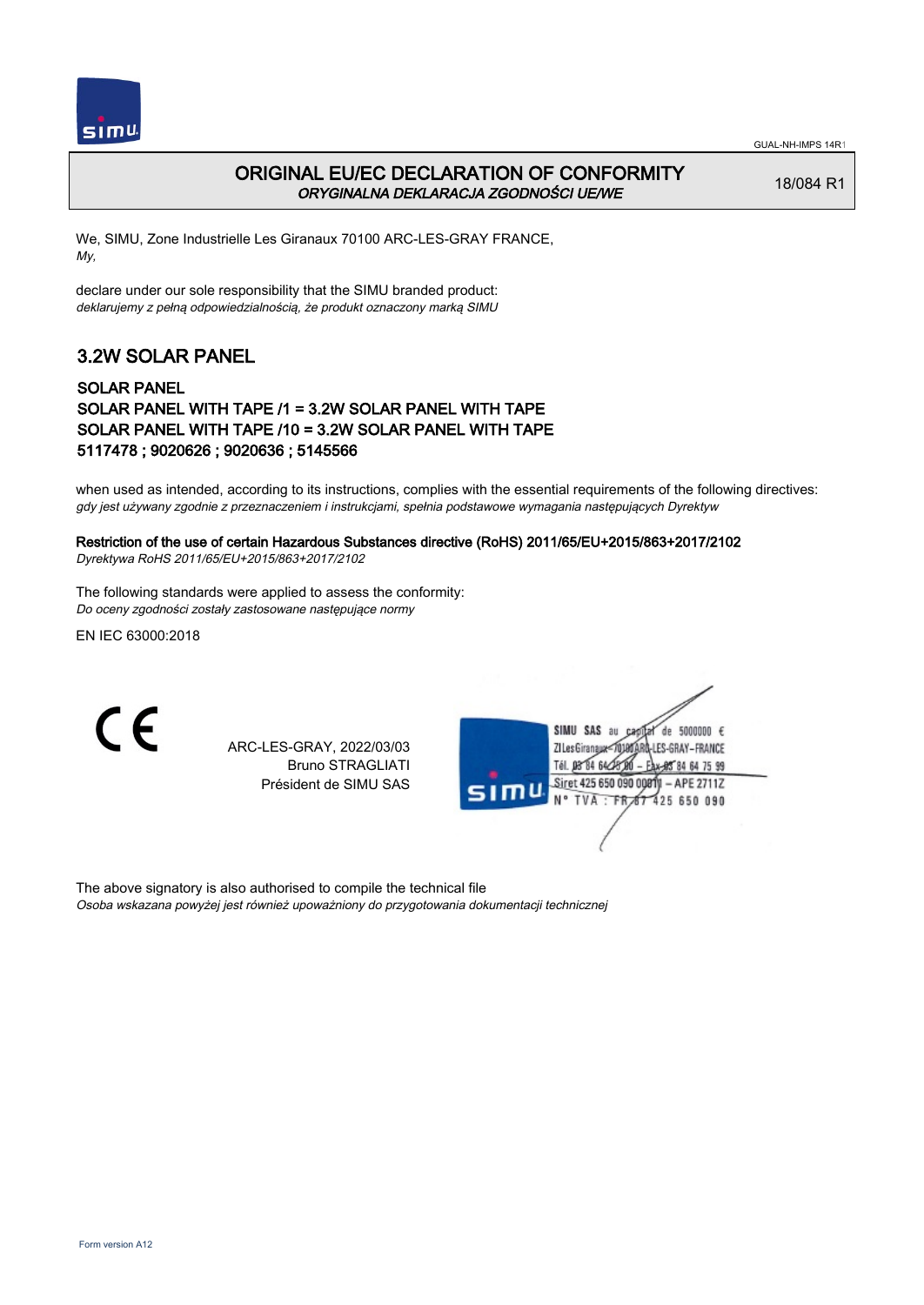GUAL-NH-IMPS 14R1

# ORIGINAL EU/EC DECLARATION OF CONFORMITY

*ORYGINALNA DEKLARACJA ZGODNOŚCI UE/WE*

18/084 R1

We, SIMU, Zone Industrielle Les Giranaux 70100 ARC-LES-GRAY FRANCE,
*My,*

declare under our sole responsibility that the SIMU branded product:
*deklarujemy z pełną odpowiedzialnością, że produkt oznaczony marką SIMU*

## 3.2W SOLAR PANEL

### SOLAR PANEL
### SOLAR PANEL WITH TAPE /1 = 3.2W SOLAR PANEL WITH TAPE
### SOLAR PANEL WITH TAPE /10 = 3.2W SOLAR PANEL WITH TAPE
### 5117478 ; 9020626 ; 9020636 ; 5145566

when used as intended, according to its instructions, complies with the essential requirements of the following directives:
*gdy jest używany zgodnie z przeznaczeniem i instrukcjami, spełnia podstawowe wymagania następujących Dyrektyw*

**Restriction of the use of certain Hazardous Substances directive (RoHS) 2011/65/EU+2015/863+2017/2102**
*Dyrektywa RoHS 2011/65/EU+2015/863+2017/2102*

The following standards were applied to assess the conformity:
*Do oceny zgodności zostały zastosowane następujące normy*

EN IEC 63000:2018

CE

ARC-LES-GRAY, 2022/03/03
Bruno STRAGLIATI
Président de SIMU SAS

SIMU SAS au capital de 5000000 €
ZI Les Giranaux 70100 ARC-LES-GRAY-FRANCE
Tél. 03 84 64 78 00 – Fax 03 84 64 75 99
Siret 425 650 090 00811 – APE 2711Z
N° TVA : FR 87 425 650 090

The above signatory is also authorised to compile the technical file
*Osoba wskazana powyżej jest również upoważniony do przygotowania dokumentacji technicznej*

Form version A12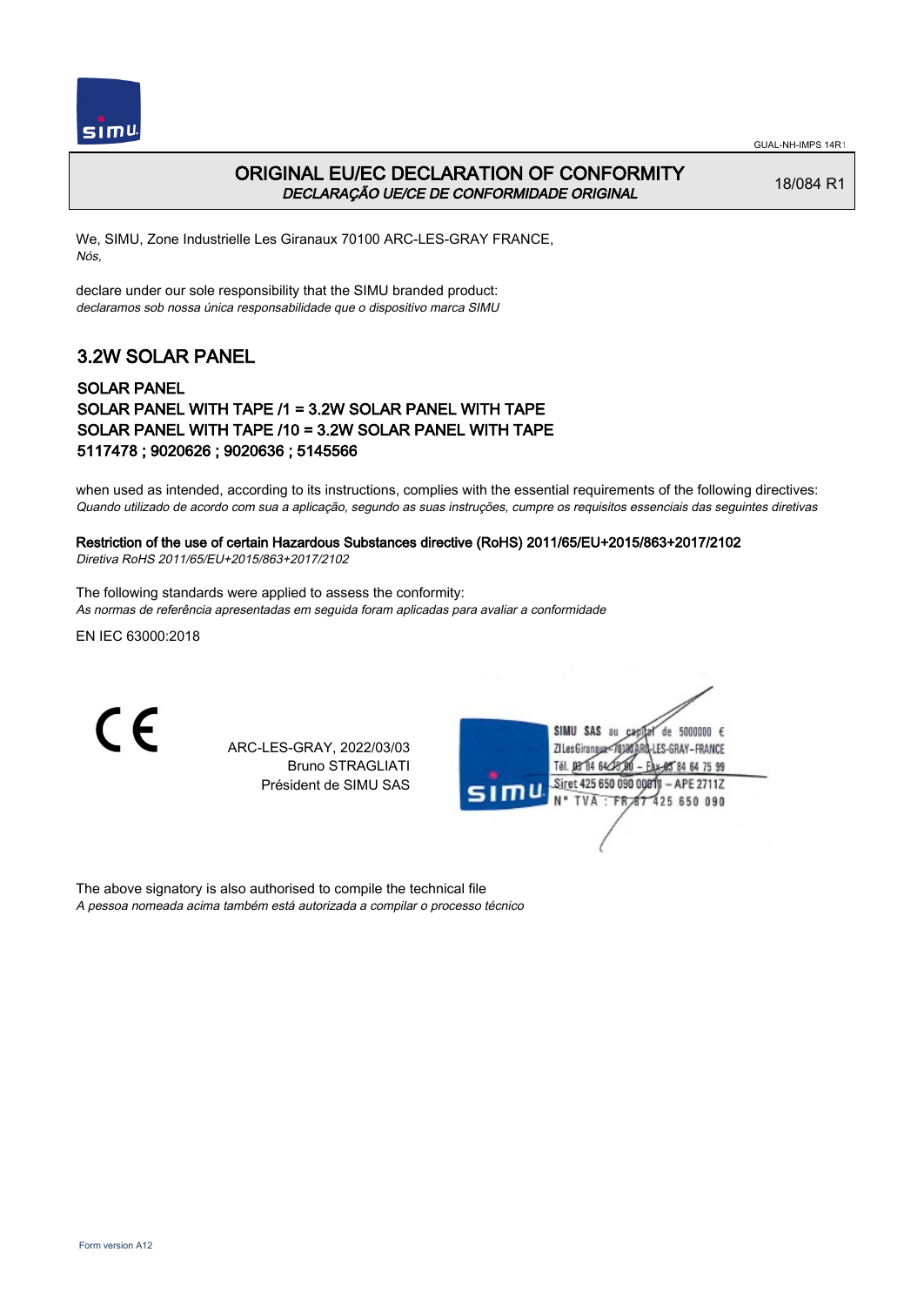# ORIGINAL EU/EC DECLARATION OF CONFORMITY

*DECLARAÇÃO UE/CE DE CONFORMIDADE ORIGINAL*

18/084 R1

We, SIMU, Zone Industrielle Les Giranaux 70100 ARC-LES-GRAY FRANCE,
*Nós,*

declare under our sole responsibility that the SIMU branded product:
*declaramos sob nossa única responsabilidade que o dispositivo marca SIMU*

## 3.2W SOLAR PANEL

**SOLAR PANEL**
**SOLAR PANEL WITH TAPE /1 = 3.2W SOLAR PANEL WITH TAPE**
**SOLAR PANEL WITH TAPE /10 = 3.2W SOLAR PANEL WITH TAPE**
**5117478 ; 9020626 ; 9020636 ; 5145566**

when used as intended, according to its instructions, complies with the essential requirements of the following directives:
*Quando utilizado de acordo com sua a aplicação, segundo as suas instruções, cumpre os requisitos essenciais das seguintes diretivas*

**Restriction of the use of certain Hazardous Substances directive (RoHS) 2011/65/EU+2015/863+2017/2102**
*Diretiva RoHS 2011/65/EU+2015/863+2017/2102*

The following standards were applied to assess the conformity:
*As normas de referência apresentadas em seguida foram aplicadas para avaliar a conformidade*

EN IEC 63000:2018

CE

ARC-LES-GRAY, 2022/03/03
Bruno STRAGLIATI
Président de SIMU SAS

SIMU SAS au capital de 5000000 €
ZI Les Giranaux 70100 ARC-LES-GRAY-FRANCE
Tél. 03 84 64 75 00 – Fax 03 84 64 75 99
Siret 425 650 090 00811 – APE 2711Z
N° TVA : FR 87 425 650 090

The above signatory is also authorised to compile the technical file
*A pessoa nomeada acima também está autorizada a compilar o processo técnico*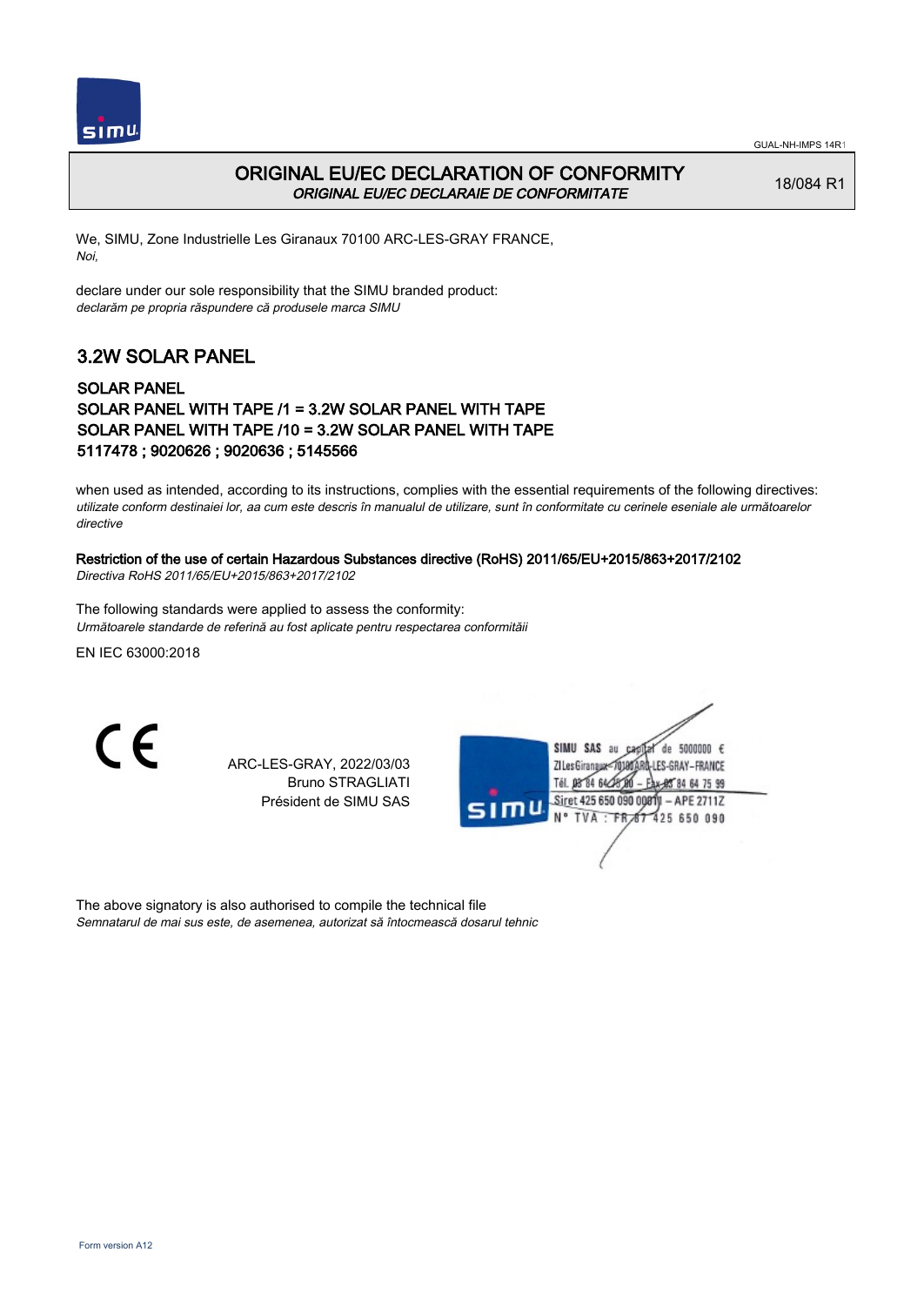# ORIGINAL EU/EC DECLARATION OF CONFORMITY

*ORIGINAL EU/EC DECLARAIE DE CONFORMITATE*

18/084 R1

We, SIMU, Zone Industrielle Les Giranaux 70100 ARC-LES-GRAY FRANCE,
*Noi,*

declare under our sole responsibility that the SIMU branded product:
*declarăm pe propria răspundere că produsele marca SIMU*

## 3.2W SOLAR PANEL

### SOLAR PANEL
### SOLAR PANEL WITH TAPE /1 = 3.2W SOLAR PANEL WITH TAPE
### SOLAR PANEL WITH TAPE /10 = 3.2W SOLAR PANEL WITH TAPE
### 5117478 ; 9020626 ; 9020636 ; 5145566

when used as intended, according to its instructions, complies with the essential requirements of the following directives:
*utilizate conform destinaiei lor, aa cum este descris în manualul de utilizare, sunt în conformitate cu cerinele eseniale ale următoarelor directive*

**Restriction of the use of certain Hazardous Substances directive (RoHS) 2011/65/EU+2015/863+2017/2102**
*Directiva RoHS 2011/65/EU+2015/863+2017/2102*

The following standards were applied to assess the conformity:
*Următoarele standarde de referină au fost aplicate pentru respectarea conformităii*

EN IEC 63000:2018

CE

ARC-LES-GRAY, 2022/03/03
Bruno STRAGLIATI
Président de SIMU SAS

SIMU SAS au capital de 5000000 €
ZI Les Giranaux 70100 ARC-LES-GRAY-FRANCE
Tél. 03 84 64 75 00 – Fax 03 84 64 75 99
Siret 425 650 090 00011 – APE 2711Z
N° TVA : FR 87 425 650 090

The above signatory is also authorised to compile the technical file
*Semnatarul de mai sus este, de asemenea, autorizat să întocmească dosarul tehnic*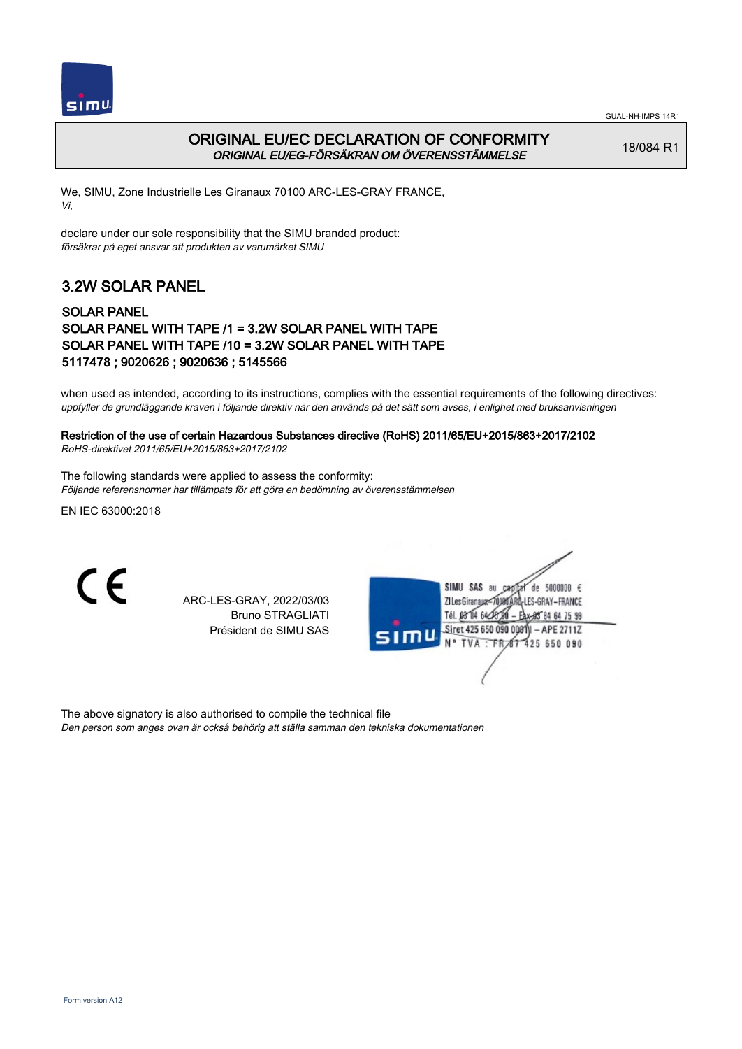# ORIGINAL EU/EC DECLARATION OF CONFORMITY
*ORIGINAL EU/EG-FÖRSÄKRAN OM ÖVERENSSTÄMMELSE*

18/084 R1

We, SIMU, Zone Industrielle Les Giranaux 70100 ARC-LES-GRAY FRANCE,
*Vi,*

declare under our sole responsibility that the SIMU branded product:
*försäkrar på eget ansvar att produkten av varumärket SIMU*

## 3.2W SOLAR PANEL

**SOLAR PANEL**
**SOLAR PANEL WITH TAPE /1 = 3.2W SOLAR PANEL WITH TAPE**
**SOLAR PANEL WITH TAPE /10 = 3.2W SOLAR PANEL WITH TAPE**
**5117478 ; 9020626 ; 9020636 ; 5145566**

when used as intended, according to its instructions, complies with the essential requirements of the following directives:
*uppfyller de grundläggande kraven i följande direktiv när den används på det sätt som avses, i enlighet med bruksanvisningen*

**Restriction of the use of certain Hazardous Substances directive (RoHS) 2011/65/EU+2015/863+2017/2102**
*RoHS-direktivet 2011/65/EU+2015/863+2017/2102*

The following standards were applied to assess the conformity:
*Följande referensnormer har tillämpats för att göra en bedömning av överensstämmelsen*

EN IEC 63000:2018

ARC-LES-GRAY, 2022/03/03
Bruno STRAGLIATI
Président de SIMU SAS

SIMU SAS au capital de 5000000 €
ZI Les Giranaux 70100 ARC-LES-GRAY-FRANCE
Tél. 03 84 64 75 00 – Fax 03 84 64 75 99
Siret 425 650 090 00011 – APE 2711Z
N° TVA : FR 87 425 650 090

The above signatory is also authorised to compile the technical file
*Den person som anges ovan är också behörig att ställa samman den tekniska dokumentationen*

Form version A12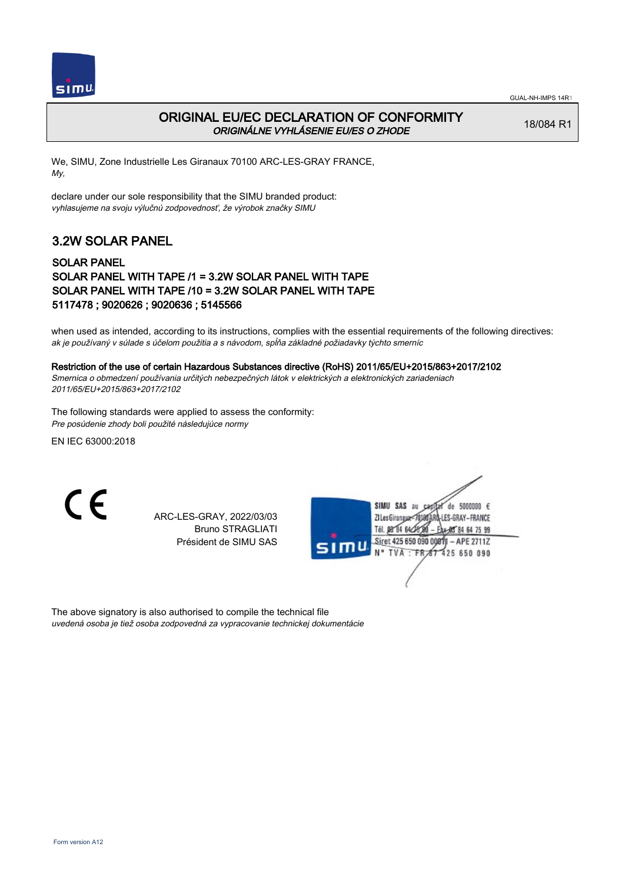# ORIGINAL EU/EC DECLARATION OF CONFORMITY

*ORIGINÁLNE VYHLÁSENIE EU/ES O ZHODE*

18/084 R1

We, SIMU, Zone Industrielle Les Giranaux 70100 ARC-LES-GRAY FRANCE,
*My,*

declare under our sole responsibility that the SIMU branded product:
*vyhlasujeme na svoju výlučnú zodpovednosť, že výrobok značky SIMU*

## 3.2W SOLAR PANEL

### SOLAR PANEL
### SOLAR PANEL WITH TAPE /1 = 3.2W SOLAR PANEL WITH TAPE
### SOLAR PANEL WITH TAPE /10 = 3.2W SOLAR PANEL WITH TAPE
### 5117478 ; 9020626 ; 9020636 ; 5145566

when used as intended, according to its instructions, complies with the essential requirements of the following directives:
*ak je používaný v súlade s účelom použitia a s návodom, spĺňa základné požiadavky týchto smerníc*

**Restriction of the use of certain Hazardous Substances directive (RoHS) 2011/65/EU+2015/863+2017/2102**
*Smernica o obmedzení používania určitých nebezpečných látok v elektrických a elektronických zariadeniach 2011/65/EU+2015/863+2017/2102*

The following standards were applied to assess the conformity:
*Pre posúdenie zhody boli použité následujúce normy*

EN IEC 63000:2018

CE

ARC-LES-GRAY, 2022/03/03
Bruno STRAGLIATI
Président de SIMU SAS

SIMU SAS au capital de 5000000 €
ZI Les Giranaux 70100 ARC-LES-GRAY-FRANCE
Tél. 03 84 64 75 00 – Fax 03 84 64 75 99
Siret 425 650 090 00011 – APE 2711Z
N° TVA : FR 87 425 650 090

The above signatory is also authorised to compile the technical file
*uvedená osoba je tiež osoba zodpovedná za vypracovanie technickej dokumentácie*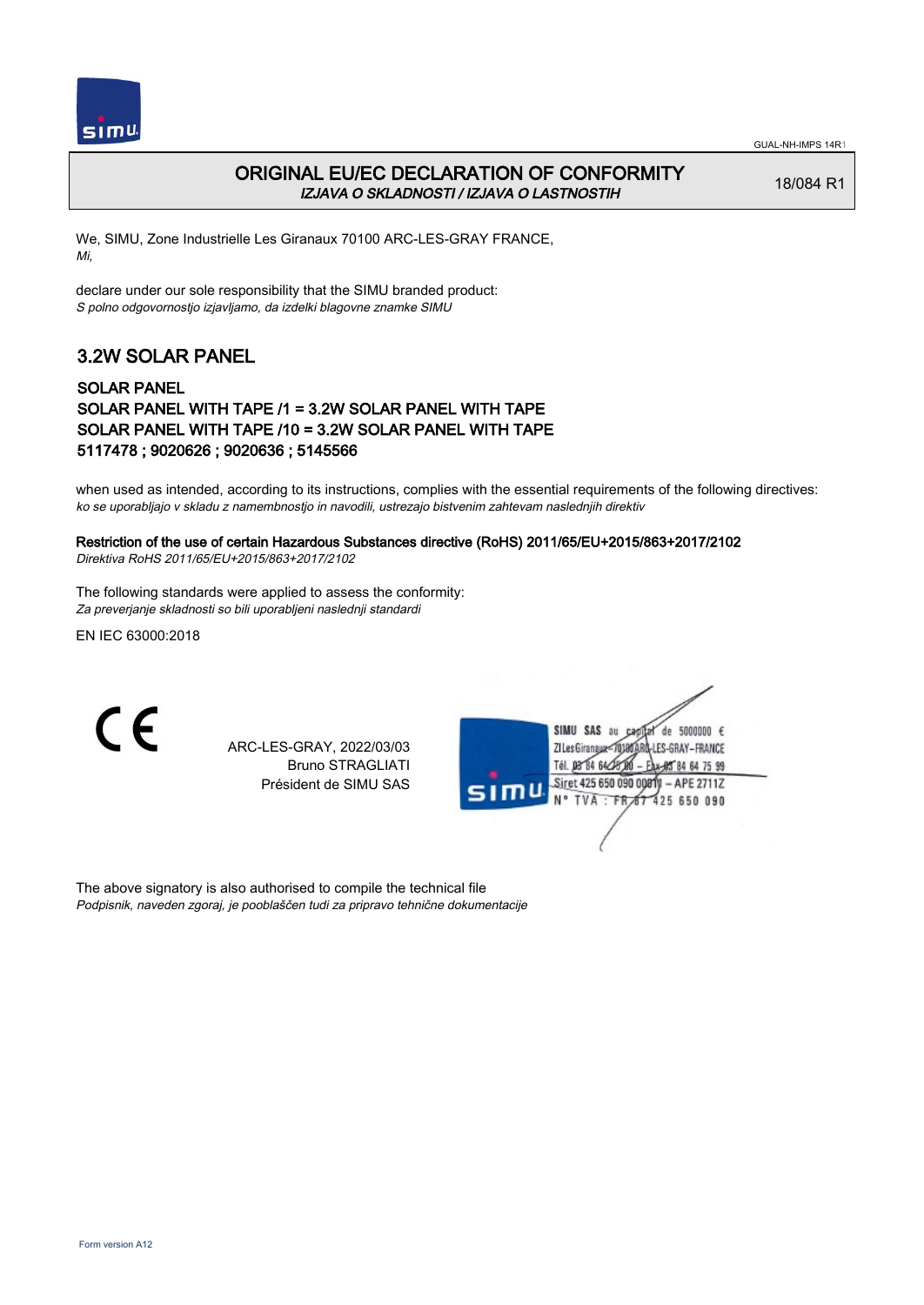# ORIGINAL EU/EC DECLARATION OF CONFORMITY

*IZJAVA O SKLADNOSTI / IZJAVA O LASTNOSTIH*

18/084 R1

We, SIMU, Zone Industrielle Les Giranaux 70100 ARC-LES-GRAY FRANCE,
*Mi,*

declare under our sole responsibility that the SIMU branded product:
*S polno odgovornostjo izjavljamo, da izdelki blagovne znamke SIMU*

## 3.2W SOLAR PANEL

### SOLAR PANEL
### SOLAR PANEL WITH TAPE /1 = 3.2W SOLAR PANEL WITH TAPE
### SOLAR PANEL WITH TAPE /10 = 3.2W SOLAR PANEL WITH TAPE
### 5117478 ; 9020626 ; 9020636 ; 5145566

when used as intended, according to its instructions, complies with the essential requirements of the following directives:
*ko se uporabljajo v skladu z namembnostjo in navodili, ustrezajo bistvenim zahtevam naslednjih direktiv*

**Restriction of the use of certain Hazardous Substances directive (RoHS) 2011/65/EU+2015/863+2017/2102**
*Direktiva RoHS 2011/65/EU+2015/863+2017/2102*

The following standards were applied to assess the conformity:
*Za preverjanje skladnosti so bili uporabljeni naslednji standardi*

EN IEC 63000:2018

CE

ARC-LES-GRAY, 2022/03/03
Bruno STRAGLIATI
Président de SIMU SAS

SIMU SAS au capital de 5000000 €
ZI Les Giranaux 70100 ARC-LES-GRAY-FRANCE
Tél. 03 84 64 75 00 – Fax 03 84 64 75 99
Siret 425 650 090 00011 – APE 2711Z
N° TVA : FR 87 425 650 090

The above signatory is also authorised to compile the technical file
*Podpisnik, naveden zgoraj, je pooblaščen tudi za pripravo tehnične dokumentacije*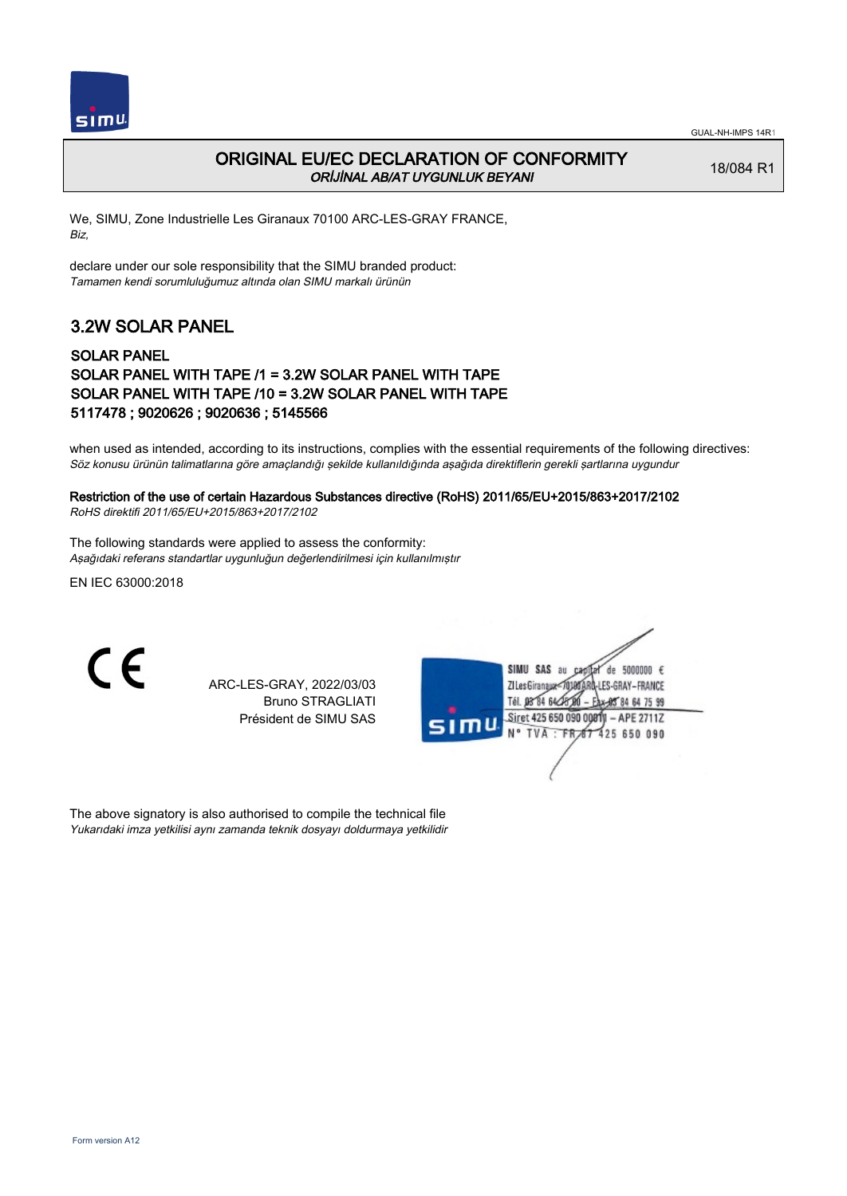# ORIGINAL EU/EC DECLARATION OF CONFORMITY
*ORİJİNAL AB/AT UYGUNLUK BEYANI*

18/084 R1

We, SIMU, Zone Industrielle Les Giranaux 70100 ARC-LES-GRAY FRANCE,
*Biz,*

declare under our sole responsibility that the SIMU branded product:
*Tamamen kendi sorumluluğumuz altında olan SIMU markalı ürünün*

## 3.2W SOLAR PANEL

**SOLAR PANEL**
**SOLAR PANEL WITH TAPE /1 = 3.2W SOLAR PANEL WITH TAPE**
**SOLAR PANEL WITH TAPE /10 = 3.2W SOLAR PANEL WITH TAPE**
**5117478 ; 9020626 ; 9020636 ; 5145566**

when used as intended, according to its instructions, complies with the essential requirements of the following directives:
*Söz konusu ürünün talimatlarına göre amaçlandığı şekilde kullanıldığında aşağıda direktiflerin gerekli şartlarına uygundur*

**Restriction of the use of certain Hazardous Substances directive (RoHS) 2011/65/EU+2015/863+2017/2102**
*RoHS direktifi 2011/65/EU+2015/863+2017/2102*

The following standards were applied to assess the conformity:
*Aşağıdaki referans standartlar uygunluğun değerlendirilmesi için kullanılmıştır*

EN IEC 63000:2018

CE

ARC-LES-GRAY, 2022/03/03
Bruno STRAGLIATI
Président de SIMU SAS

SIMU SAS au capital de 5000000 €
ZI Les Giranaux 70100 ARC-LES-GRAY-FRANCE
Tél. 03 84 64 75 00 – Fax 03 84 64 75 99
Siret 425 650 090 00011 – APE 2711Z
N° TVA : FR 87 425 650 090

The above signatory is also authorised to compile the technical file
*Yukarıdaki imza yetkilisi aynı zamanda teknik dosyayı doldurmaya yetkilidir*